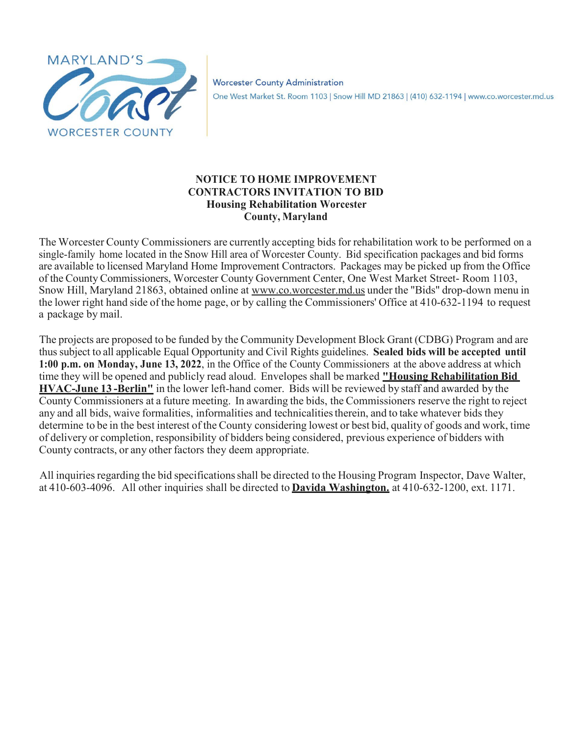MARYLAND'S Coast WORCESTER COUNTY

Worcester County Administration
One West Market St. Room 1103 | Snow Hill MD 21863 | (410) 632-1194 | www.co.worcester.md.us

**NOTICE TO HOME IMPROVEMENT CONTRACTORS INVITATION TO BID**
**Housing Rehabilitation Worcester County, Maryland**

The Worcester County Commissioners are currently accepting bids for rehabilitation work to be performed on a single-family home located in the Snow Hill area of Worcester County. Bid specification packages and bid forms are available to licensed Maryland Home Improvement Contractors. Packages may be picked up from the Office of the County Commissioners, Worcester County Government Center, One West Market Street- Room 1103, Snow Hill, Maryland 21863, obtained online at www.co.worcester.md.us under the "Bids" drop-down menu in the lower right hand side of the home page, or by calling the Commissioners' Office at 410-632-1194 to request a package by mail.

The projects are proposed to be funded by the Community Development Block Grant (CDBG) Program and are thus subject to all applicable Equal Opportunity and Civil Rights guidelines. **Sealed bids will be accepted until 1:00 p.m. on Monday, June 13, 2022**, in the Office of the County Commissioners at the above address at which time they will be opened and publicly read aloud. Envelopes shall be marked **"Housing Rehabilitation Bid HVAC-June 13 -Berlin"** in the lower left-hand comer. Bids will be reviewed by staff and awarded by the County Commissioners at a future meeting. In awarding the bids, the Commissioners reserve the right to reject any and all bids, waive formalities, informalities and technicalities therein, and to take whatever bids they determine to be in the best interest of the County considering lowest or best bid, quality of goods and work, time of delivery or completion, responsibility of bidders being considered, previous experience of bidders with County contracts, or any other factors they deem appropriate.

All inquiries regarding the bid specifications shall be directed to the Housing Program Inspector, Dave Walter, at 410-603-4096. All other inquiries shall be directed to **Davida Washington.** at 410-632-1200, ext. 1171.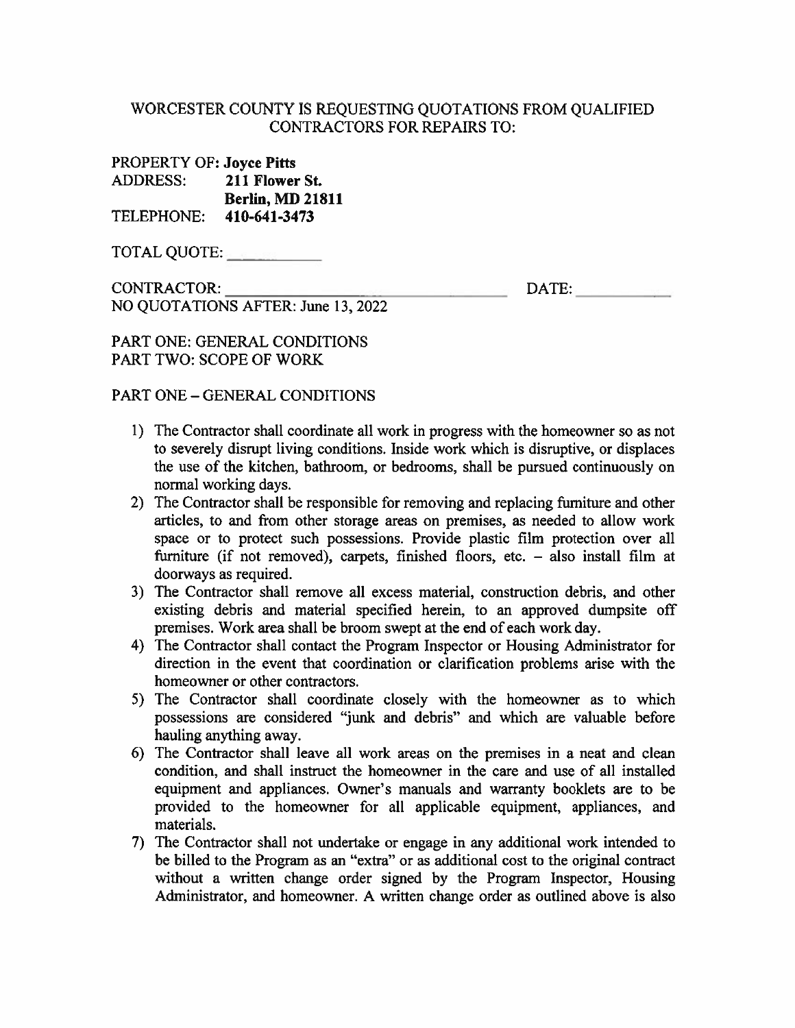WORCESTER COUNTY IS REQUESTING QUOTATIONS FROM QUALIFIED CONTRACTORS FOR REPAIRS TO:

PROPERTY OF: **Joyce Pitts**
ADDRESS: **211 Flower St.**
**Berlin, MD 21811**
TELEPHONE: **410-641-3473**

TOTAL QUOTE: ___________

CONTRACTOR: ________________________________ DATE: ___________
NO QUOTATIONS AFTER: June 13, 2022

PART ONE: GENERAL CONDITIONS
PART TWO: SCOPE OF WORK

PART ONE – GENERAL CONDITIONS

1) The Contractor shall coordinate all work in progress with the homeowner so as not to severely disrupt living conditions. Inside work which is disruptive, or displaces the use of the kitchen, bathroom, or bedrooms, shall be pursued continuously on normal working days.
2) The Contractor shall be responsible for removing and replacing furniture and other articles, to and from other storage areas on premises, as needed to allow work space or to protect such possessions. Provide plastic film protection over all furniture (if not removed), carpets, finished floors, etc. – also install film at doorways as required.
3) The Contractor shall remove all excess material, construction debris, and other existing debris and material specified herein, to an approved dumpsite off premises. Work area shall be broom swept at the end of each work day.
4) The Contractor shall contact the Program Inspector or Housing Administrator for direction in the event that coordination or clarification problems arise with the homeowner or other contractors.
5) The Contractor shall coordinate closely with the homeowner as to which possessions are considered "junk and debris" and which are valuable before hauling anything away.
6) The Contractor shall leave all work areas on the premises in a neat and clean condition, and shall instruct the homeowner in the care and use of all installed equipment and appliances. Owner's manuals and warranty booklets are to be provided to the homeowner for all applicable equipment, appliances, and materials.
7) The Contractor shall not undertake or engage in any additional work intended to be billed to the Program as an "extra" or as additional cost to the original contract without a written change order signed by the Program Inspector, Housing Administrator, and homeowner. A written change order as outlined above is also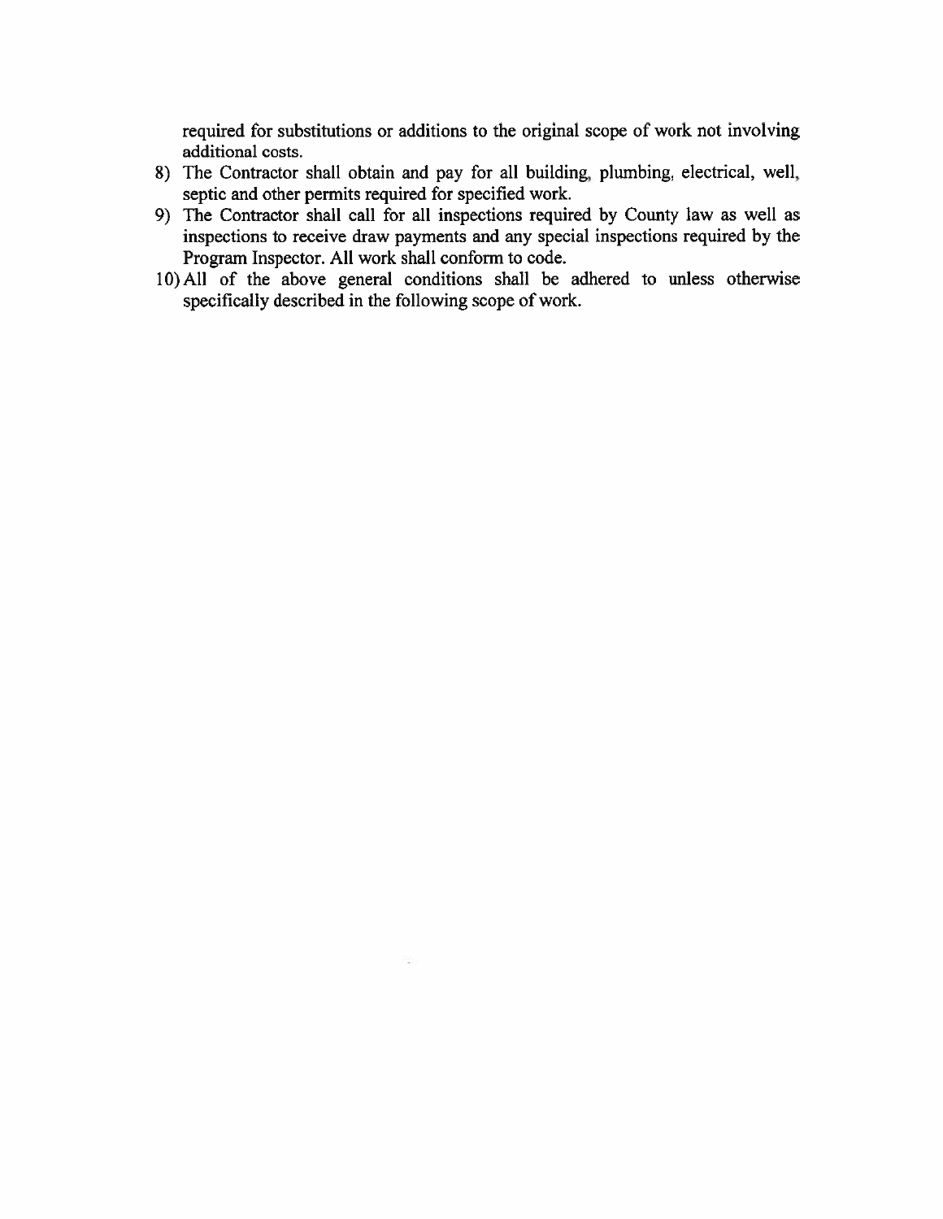required for substitutions or additions to the original scope of work not involving additional costs.

8) The Contractor shall obtain and pay for all building, plumbing, electrical, well, septic and other permits required for specified work.
9) The Contractor shall call for all inspections required by County law as well as inspections to receive draw payments and any special inspections required by the Program Inspector. All work shall conform to code.
10) All of the above general conditions shall be adhered to unless otherwise specifically described in the following scope of work.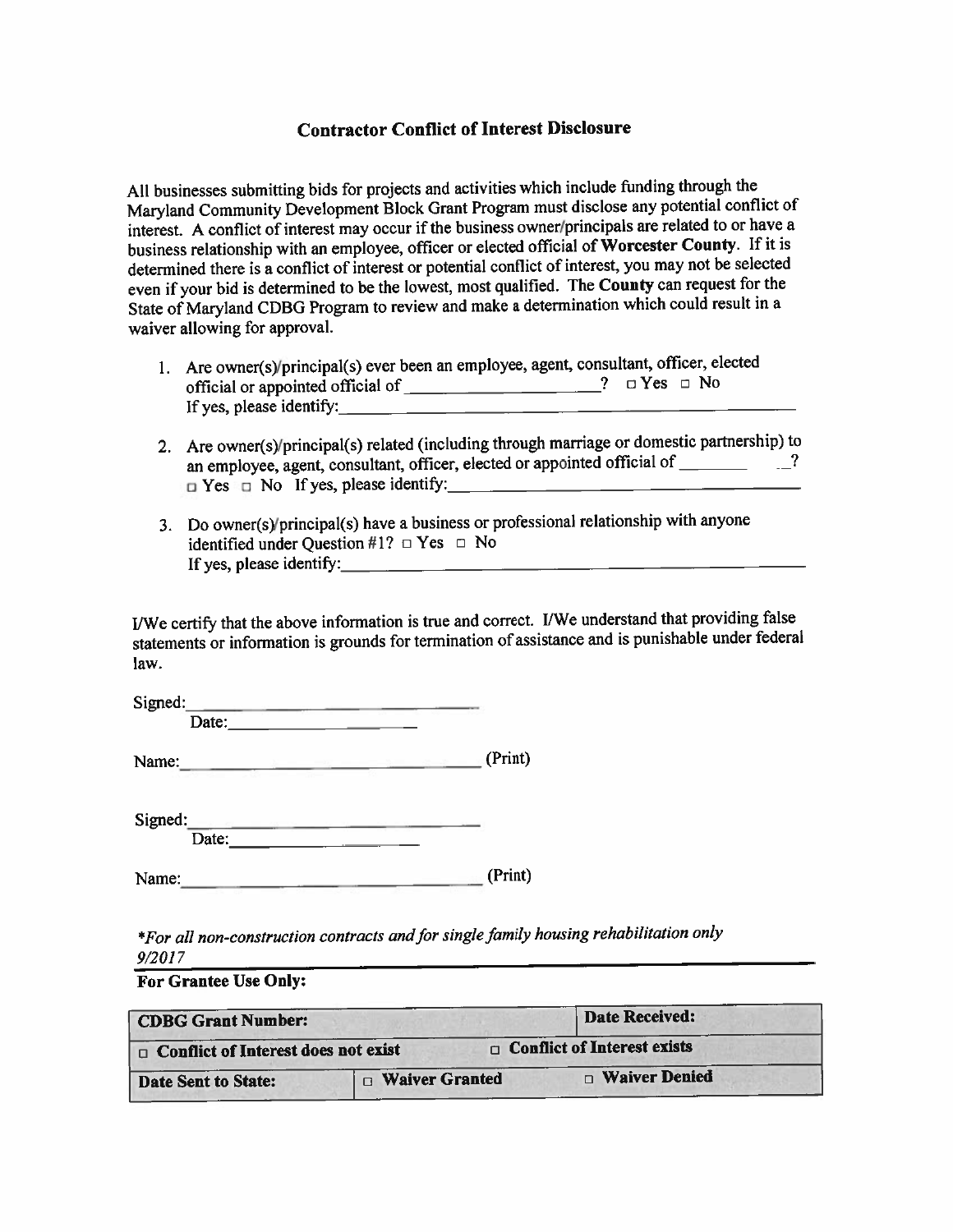## Contractor Conflict of Interest Disclosure

All businesses submitting bids for projects and activities which include funding through the Maryland Community Development Block Grant Program must disclose any potential conflict of interest. A conflict of interest may occur if the business owner/principals are related to or have a business relationship with an employee, officer or elected official of **Worcester County**. If it is determined there is a conflict of interest or potential conflict of interest, you may not be selected even if your bid is determined to be the lowest, most qualified. The **County** can request for the State of Maryland CDBG Program to review and make a determination which could result in a waiver allowing for approval.

1. Are owner(s)/principal(s) ever been an employee, agent, consultant, officer, elected official or appointed official of ____________________? □ Yes □ No
   If yes, please identify:____________________________________________

2. Are owner(s)/principal(s) related (including through marriage or domestic partnership) to an employee, agent, consultant, officer, elected or appointed official of ________ __?
   □ Yes □ No If yes, please identify:____________________________________

3. Do owner(s)/principal(s) have a business or professional relationship with anyone identified under Question #1? □ Yes □ No
   If yes, please identify:____________________________________________

I/We certify that the above information is true and correct. I/We understand that providing false statements or information is grounds for termination of assistance and is punishable under federal law.

Signed:______________________________
Date:____________________

Name:______________________________ (Print)

Signed:______________________________
Date:____________________

Name:______________________________ (Print)

*\*For all non-construction contracts and for single family housing rehabilitation only*
*9/2017*

**For Grantee Use Only:**

| **CDBG Grant Number:** | | **Date Received:** |
|---|---|---|
| □ **Conflict of Interest does not exist** | | □ **Conflict of Interest exists** |
| **Date Sent to State:** | □ **Waiver Granted** | □ **Waiver Denied** |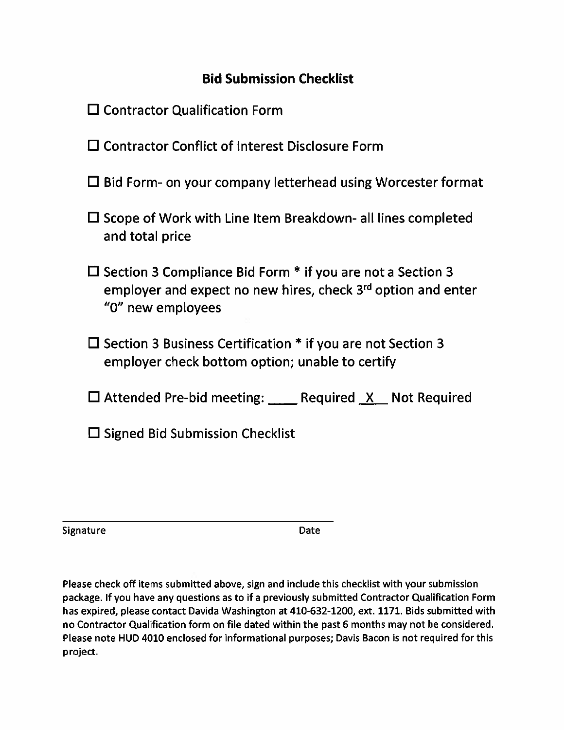## Bid Submission Checklist

- ☐ Contractor Qualification Form
- ☐ Contractor Conflict of Interest Disclosure Form
- ☐ Bid Form- on your company letterhead using Worcester format
- ☐ Scope of Work with Line Item Breakdown- all lines completed and total price
- ☐ Section 3 Compliance Bid Form * if you are not a Section 3 employer and expect no new hires, check 3rd option and enter "0" new employees
- ☐ Section 3 Business Certification * if you are not Section 3 employer check bottom option; unable to certify
- ☐ Attended Pre-bid meeting: ____ Required _X__ Not Required
- ☐ Signed Bid Submission Checklist

_____________________________________________

Signature Date

**Please check off items submitted above, sign and include this checklist with your submission package. If you have any questions as to if a previously submitted Contractor Qualification Form has expired, please contact Davida Washington at 410-632-1200, ext. 1171. Bids submitted with no Contractor Qualification form on file dated within the past 6 months may not be considered. Please note HUD 4010 enclosed for informational purposes; Davis Bacon is not required for this project.**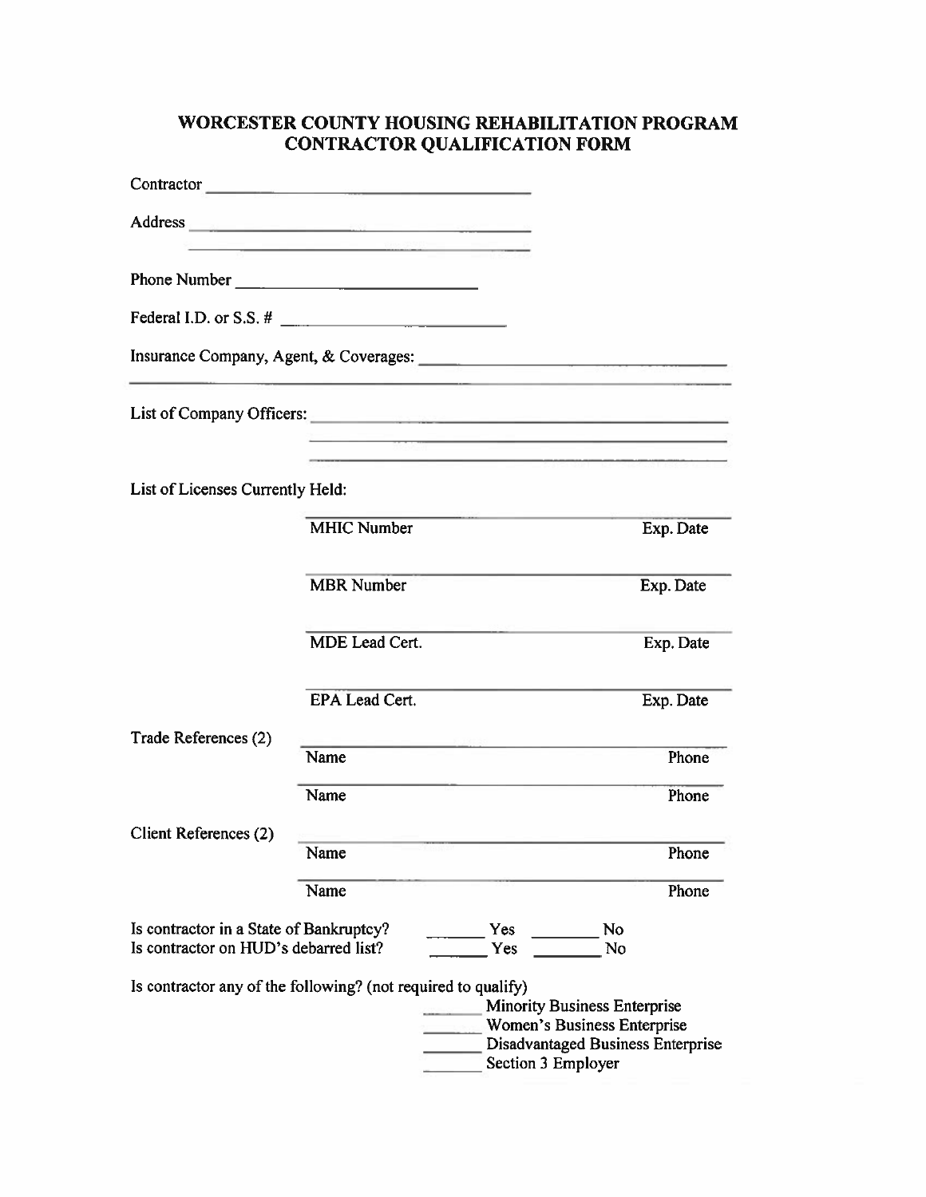# WORCESTER COUNTY HOUSING REHABILITATION PROGRAM
# CONTRACTOR QUALIFICATION FORM

Contractor ______________________________

Address ______________________________

______________________________

Phone Number ______________________

Federal I.D. or S.S. # ______________________

Insurance Company, Agent, & Coverages: ______________________________

______________________________

List of Company Officers: ______________________________

______________________________

______________________________

List of Licenses Currently Held:

| | | |
|---|---|---|
| | MHIC Number | Exp. Date |
| | MBR Number | Exp. Date |
| | MDE Lead Cert. | Exp. Date |
| | EPA Lead Cert. | Exp. Date |
| Trade References (2) | Name | Phone |
| | Name | Phone |
| Client References (2) | Name | Phone |
| | Name | Phone |

Is contractor in a State of Bankruptcy? _______ Yes _______ No

Is contractor on HUD's debarred list? _______ Yes _______ No

Is contractor any of the following? (not required to qualify)

_______ Minority Business Enterprise

_______ Women's Business Enterprise

_______ Disadvantaged Business Enterprise

_______ Section 3 Employer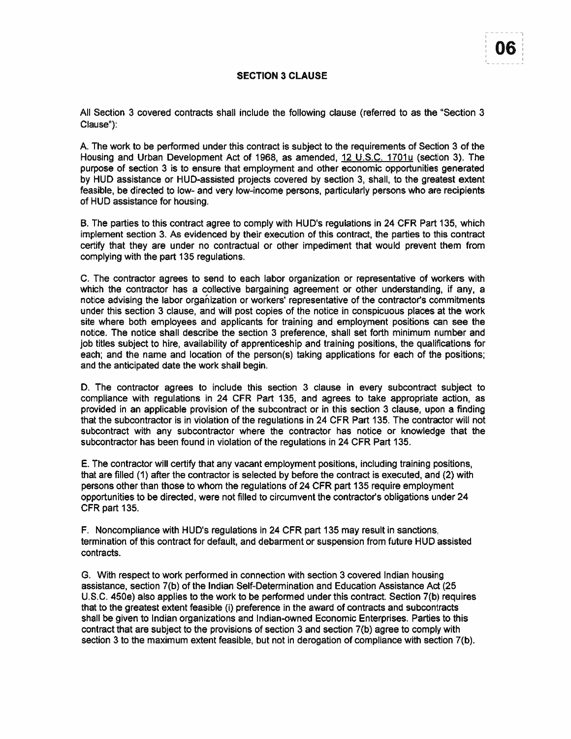## SECTION 3 CLAUSE

All Section 3 covered contracts shall include the following clause (referred to as the "Section 3 Clause"):

A. The work to be performed under this contract is subject to the requirements of Section 3 of the Housing and Urban Development Act of 1968, as amended, 12 U.S.C. 1701u (section 3). The purpose of section 3 is to ensure that employment and other economic opportunities generated by HUD assistance or HUD-assisted projects covered by section 3, shall, to the greatest extent feasible, be directed to low- and very low-income persons, particularly persons who are recipients of HUD assistance for housing.

B. The parties to this contract agree to comply with HUD's regulations in 24 CFR Part 135, which implement section 3. As evidenced by their execution of this contract, the parties to this contract certify that they are under no contractual or other impediment that would prevent them from complying with the part 135 regulations.

C. The contractor agrees to send to each labor organization or representative of workers with which the contractor has a collective bargaining agreement or other understanding, if any, a notice advising the labor organization or workers' representative of the contractor's commitments under this section 3 clause, and will post copies of the notice in conspicuous places at the work site where both employees and applicants for training and employment positions can see the notice. The notice shall describe the section 3 preference, shall set forth minimum number and job titles subject to hire, availability of apprenticeship and training positions, the qualifications for each; and the name and location of the person(s) taking applications for each of the positions; and the anticipated date the work shall begin.

D. The contractor agrees to include this section 3 clause in every subcontract subject to compliance with regulations in 24 CFR Part 135, and agrees to take appropriate action, as provided in an applicable provision of the subcontract or in this section 3 clause, upon a finding that the subcontractor is in violation of the regulations in 24 CFR Part 135. The contractor will not subcontract with any subcontractor where the contractor has notice or knowledge that the subcontractor has been found in violation of the regulations in 24 CFR Part 135.

E. The contractor will certify that any vacant employment positions, including training positions, that are filled (1) after the contractor is selected by before the contract is executed, and (2) with persons other than those to whom the regulations of 24 CFR part 135 require employment opportunities to be directed, were not filled to circumvent the contractor's obligations under 24 CFR part 135.

F. Noncompliance with HUD's regulations in 24 CFR part 135 may result in sanctions, termination of this contract for default, and debarment or suspension from future HUD assisted contracts.

G. With respect to work performed in connection with section 3 covered Indian housing assistance, section 7(b) of the Indian Self-Determination and Education Assistance Act (25 U.S.C. 450e) also applies to the work to be performed under this contract. Section 7(b) requires that to the greatest extent feasible (i) preference in the award of contracts and subcontracts shall be given to Indian organizations and Indian-owned Economic Enterprises. Parties to this contract that are subject to the provisions of section 3 and section 7(b) agree to comply with section 3 to the maximum extent feasible, but not in derogation of compliance with section 7(b).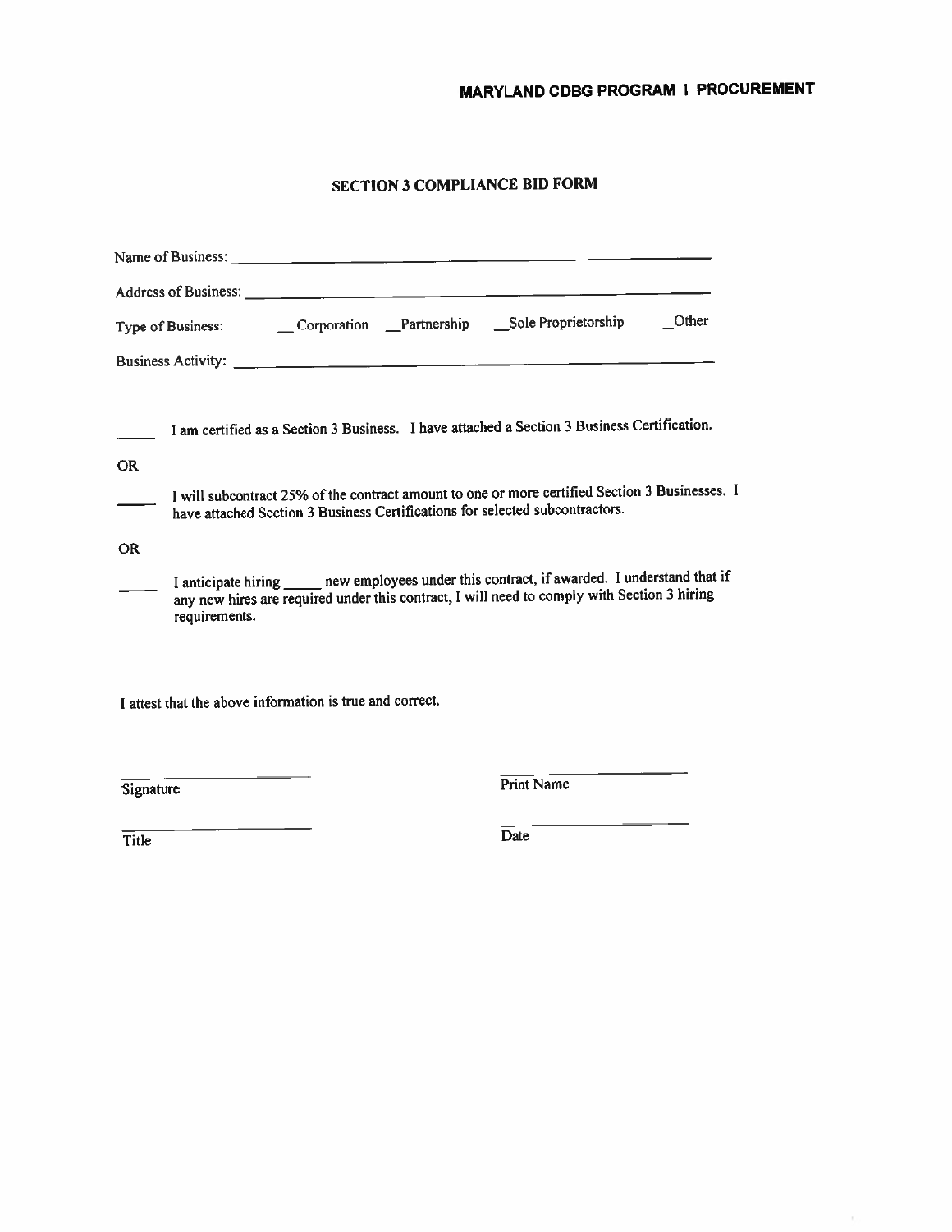**MARYLAND CDBG PROGRAM | PROCUREMENT**

## SECTION 3 COMPLIANCE BID FORM

Name of Business: ______________________________________________

Address of Business: ______________________________________________

Type of Business: __ Corporation __Partnership __Sole Proprietorship _Other

Business Activity: ______________________________________________

_____ I am certified as a Section 3 Business. I have attached a Section 3 Business Certification.

OR

_____ I will subcontract 25% of the contract amount to one or more certified Section 3 Businesses. I have attached Section 3 Business Certifications for selected subcontractors.

OR

_____ I anticipate hiring _____ new employees under this contract, if awarded. I understand that if any new hires are required under this contract, I will need to comply with Section 3 hiring requirements.

I attest that the above information is true and correct.

______________________ ______________________
Signature Print Name

______________________ ______________________
Title Date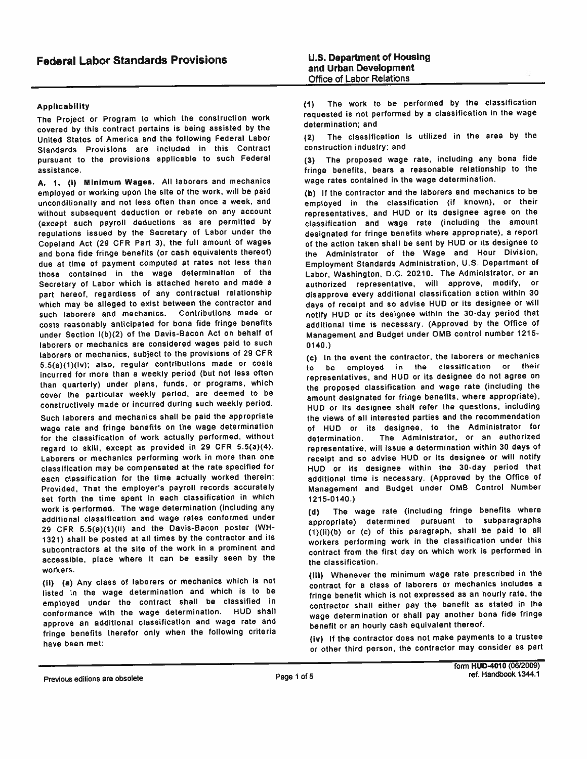# Federal Labor Standards Provisions

**U.S. Department of Housing and Urban Development**
Office of Labor Relations

**Applicability**

The Project or Program to which the construction work covered by this contract pertains is being assisted by the United States of America and the following Federal Labor Standards Provisions are included in this Contract pursuant to the provisions applicable to such Federal assistance.

**A. 1. (i) Minimum Wages.** All laborers and mechanics employed or working upon the site of the work, will be paid unconditionally and not less often than once a week, and without subsequent deduction or rebate on any account (except such payroll deductions as are permitted by regulations issued by the Secretary of Labor under the Copeland Act (29 CFR Part 3), the full amount of wages and bona fide fringe benefits (or cash equivalents thereof) due at time of payment computed at rates not less than those contained in the wage determination of the Secretary of Labor which is attached hereto and made a part hereof, regardless of any contractual relationship which may be alleged to exist between the contractor and such laborers and mechanics. Contributions made or costs reasonably anticipated for bona fide fringe benefits under Section l(b)(2) of the Davis-Bacon Act on behalf of laborers or mechanics are considered wages paid to such laborers or mechanics, subject to the provisions of 29 CFR 5.5(a)(1)(iv); also, regular contributions made or costs incurred for more than a weekly period (but not less often than quarterly) under plans, funds, or programs, which cover the particular weekly period, are deemed to be constructively made or incurred during such weekly period.

Such laborers and mechanics shall be paid the appropriate wage rate and fringe benefits on the wage determination for the classification of work actually performed, without regard to skill, except as provided in 29 CFR 5.5(a)(4). Laborers or mechanics performing work in more than one classification may be compensated at the rate specified for each classification for the time actually worked therein: Provided, That the employer's payroll records accurately set forth the time spent in each classification in which work is performed. The wage determination (including any additional classification and wage rates conformed under 29 CFR 5.5(a)(1)(ii) and the Davis-Bacon poster (WH-1321) shall be posted at all times by the contractor and its subcontractors at the site of the work in a prominent and accessible, place where it can be easily seen by the workers.

**(ii) (a)** Any class of laborers or mechanics which is not listed in the wage determination and which is to be employed under the contract shall be classified in conformance with the wage determination. HUD shall approve an additional classification and wage rate and fringe benefits therefor only when the following criteria have been met:

**(1)** The work to be performed by the classification requested is not performed by a classification in the wage determination; and

**(2)** The classification is utilized in the area by the construction industry; and

**(3)** The proposed wage rate, including any bona fide fringe benefits, bears a reasonable relationship to the wage rates contained in the wage determination.

**(b)** If the contractor and the laborers and mechanics to be employed in the classification (if known), or their representatives, and HUD or its designee agree on the classification and wage rate (including the amount designated for fringe benefits where appropriate), a report of the action taken shall be sent by HUD or its designee to the Administrator of the Wage and Hour Division, Employment Standards Administration, U.S. Department of Labor, Washington, D.C. 20210. The Administrator, or an authorized representative, will approve, modify, or disapprove every additional classification action within 30 days of receipt and so advise HUD or its designee or will notify HUD or its designee within the 30-day period that additional time is necessary. (Approved by the Office of Management and Budget under OMB control number 1215-0140.)

**(c)** In the event the contractor, the laborers or mechanics to be employed in the classification or their representatives, and HUD or its designee do not agree on the proposed classification and wage rate (including the amount designated for fringe benefits, where appropriate), HUD or its designee shall refer the questions, including the views of all interested parties and the recommendation of HUD or its designee, to the Administrator for determination. The Administrator, or an authorized representative, will issue a determination within 30 days of receipt and so advise HUD or its designee or will notify HUD or its designee within the 30-day period that additional time is necessary. (Approved by the Office of Management and Budget under OMB Control Number 1215-0140.)

**(d)** The wage rate (including fringe benefits where appropriate) determined pursuant to subparagraphs (1)(ii)(b) or (c) of this paragraph, shall be paid to all workers performing work in the classification under this contract from the first day on which work is performed in the classification.

**(iii)** Whenever the minimum wage rate prescribed in the contract for a class of laborers or mechanics includes a fringe benefit which is not expressed as an hourly rate, the contractor shall either pay the benefit as stated in the wage determination or shall pay another bona fide fringe benefit or an hourly cash equivalent thereof.

**(iv)** If the contractor does not make payments to a trustee or other third person, the contractor may consider as part

Previous editions are obsolete

form HUD-4010 (06/2009)
ref. Handbook 1344.1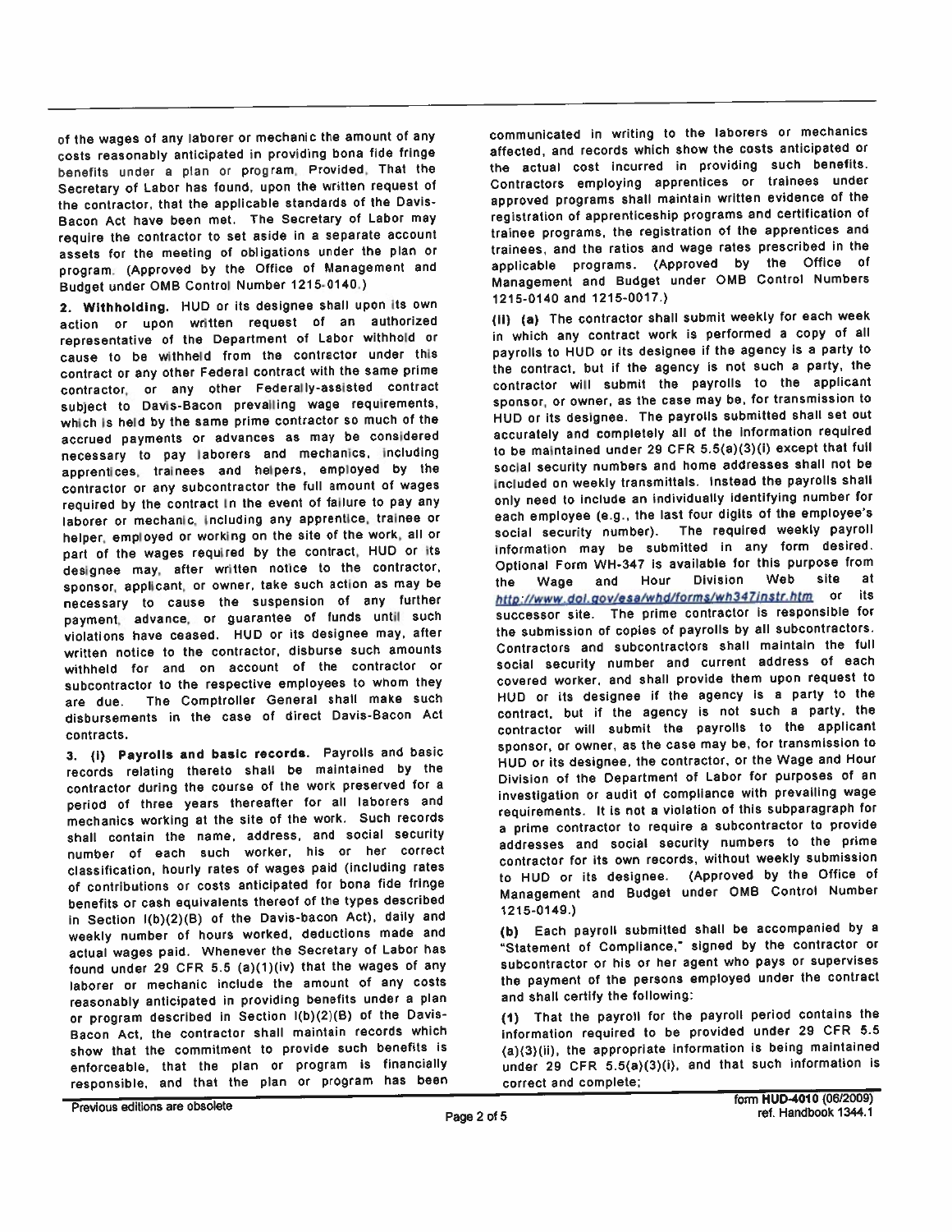of the wages of any laborer or mechanic the amount of any costs reasonably anticipated in providing bona fide fringe benefits under a plan or program, Provided, That the Secretary of Labor has found, upon the written request of the contractor, that the applicable standards of the Davis-Bacon Act have been met. The Secretary of Labor may require the contractor to set aside in a separate account assets for the meeting of obligations under the plan or program. (Approved by the Office of Management and Budget under OMB Control Number 1215-0140.)

**2. Withholding.** HUD or its designee shall upon its own action or upon written request of an authorized representative of the Department of Labor withhold or cause to be withheld from the contractor under this contract or any other Federal contract with the same prime contractor, or any other Federally-assisted contract subject to Davis-Bacon prevailing wage requirements, which is held by the same prime contractor so much of the accrued payments or advances as may be considered necessary to pay laborers and mechanics, including apprentices, trainees and helpers, employed by the contractor or any subcontractor the full amount of wages required by the contract In the event of failure to pay any laborer or mechanic, including any apprentice, trainee or helper, employed or working on the site of the work, all or part of the wages required by the contract, HUD or its designee may, after written notice to the contractor, sponsor, applicant, or owner, take such action as may be necessary to cause the suspension of any further payment, advance, or guarantee of funds until such violations have ceased. HUD or its designee may, after written notice to the contractor, disburse such amounts withheld for and on account of the contractor or subcontractor to the respective employees to whom they are due. The Comptroller General shall make such disbursements in the case of direct Davis-Bacon Act contracts.

**3. (i) Payrolls and basic records.** Payrolls and basic records relating thereto shall be maintained by the contractor during the course of the work preserved for a period of three years thereafter for all laborers and mechanics working at the site of the work. Such records shall contain the name, address, and social security number of each such worker, his or her correct classification, hourly rates of wages paid (including rates of contributions or costs anticipated for bona fide fringe benefits or cash equivalents thereof of the types described in Section l(b)(2)(B) of the Davis-bacon Act), daily and weekly number of hours worked, deductions made and actual wages paid. Whenever the Secretary of Labor has found under 29 CFR 5.5 (a)(1)(iv) that the wages of any laborer or mechanic include the amount of any costs reasonably anticipated in providing benefits under a plan or program described in Section l(b)(2)(B) of the Davis-Bacon Act, the contractor shall maintain records which show that the commitment to provide such benefits is enforceable, that the plan or program is financially responsible, and that the plan or program has been communicated in writing to the laborers or mechanics affected, and records which show the costs anticipated or the actual cost incurred in providing such benefits. Contractors employing apprentices or trainees under approved programs shall maintain written evidence of the registration of apprenticeship programs and certification of trainee programs, the registration of the apprentices and trainees, and the ratios and wage rates prescribed in the applicable programs. (Approved by the Office of Management and Budget under OMB Control Numbers 1215-0140 and 1215-0017.)

**(ii) (a)** The contractor shall submit weekly for each week in which any contract work is performed a copy of all payrolls to HUD or its designee if the agency is a party to the contract, but if the agency is not such a party, the contractor will submit the payrolls to the applicant sponsor, or owner, as the case may be, for transmission to HUD or its designee. The payrolls submitted shall set out accurately and completely all of the information required to be maintained under 29 CFR 5.5(a)(3)(i) except that full social security numbers and home addresses shall not be included on weekly transmittals. Instead the payrolls shall only need to include an individually identifying number for each employee (e.g., the last four digits of the employee's social security number). The required weekly payroll information may be submitted in any form desired. Optional Form WH-347 is available for this purpose from the Wage and Hour Division Web site at http://www.dol.gov/esa/whd/forms/wh347instr.htm or its successor site. The prime contractor is responsible for the submission of copies of payrolls by all subcontractors. Contractors and subcontractors shall maintain the full social security number and current address of each covered worker, and shall provide them upon request to HUD or its designee if the agency is a party to the contract, but if the agency is not such a party, the contractor will submit the payrolls to the applicant sponsor, or owner, as the case may be, for transmission to HUD or its designee, the contractor, or the Wage and Hour Division of the Department of Labor for purposes of an investigation or audit of compliance with prevailing wage requirements. It is not a violation of this subparagraph for a prime contractor to require a subcontractor to provide addresses and social security numbers to the prime contractor for its own records, without weekly submission to HUD or its designee. (Approved by the Office of Management and Budget under OMB Control Number 1215-0149.)

**(b)** Each payroll submitted shall be accompanied by a "Statement of Compliance," signed by the contractor or subcontractor or his or her agent who pays or supervises the payment of the persons employed under the contract and shall certify the following:

**(1)** That the payroll for the payroll period contains the information required to be provided under 29 CFR 5.5 (a)(3)(ii), the appropriate information is being maintained under 29 CFR 5.5(a)(3)(i), and that such information is correct and complete;

Previous editions are obsolete

form HUD-4010 (06/2009)
ref. Handbook 1344.1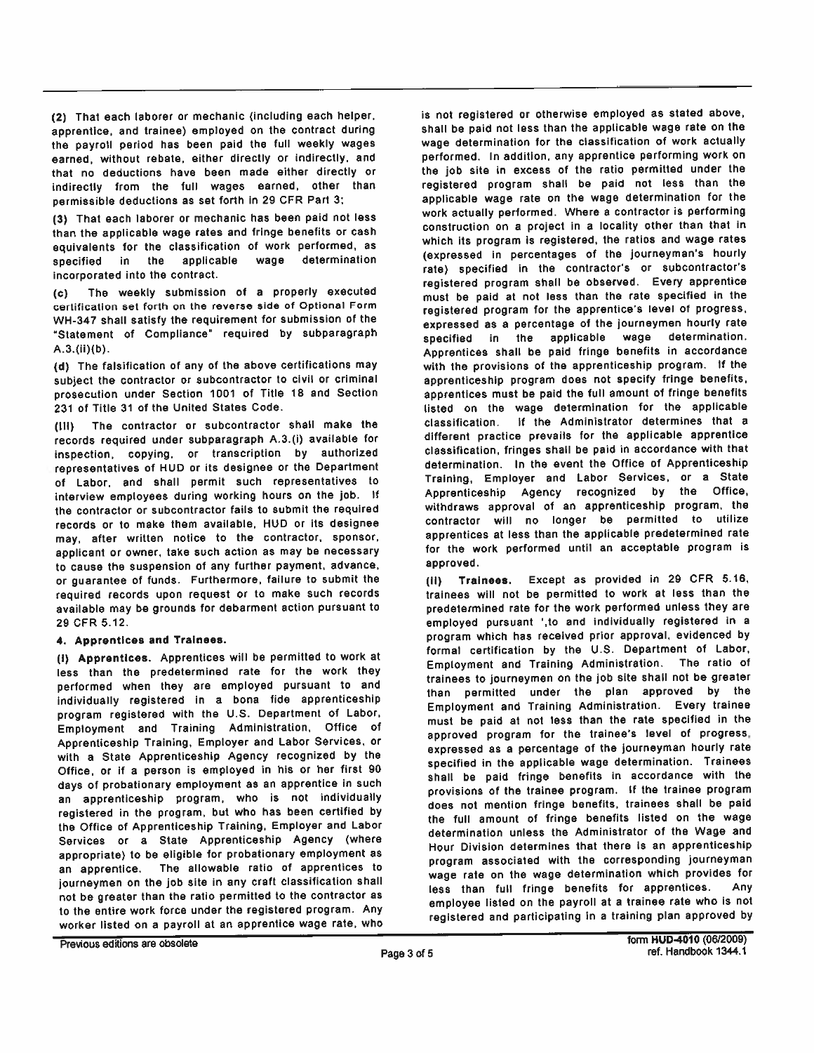(2) That each laborer or mechanic (including each helper, apprentice, and trainee) employed on the contract during the payroll period has been paid the full weekly wages earned, without rebate, either directly or indirectly, and that no deductions have been made either directly or indirectly from the full wages earned, other than permissible deductions as set forth in 29 CFR Part 3;

(3) That each laborer or mechanic has been paid not less than the applicable wage rates and fringe benefits or cash equivalents for the classification of work performed, as specified in the applicable wage determination incorporated into the contract.

(c) The weekly submission of a properly executed certification set forth on the reverse side of Optional Form WH-347 shall satisfy the requirement for submission of the "Statement of Compliance" required by subparagraph A.3.(ii)(b).

(d) The falsification of any of the above certifications may subject the contractor or subcontractor to civil or criminal prosecution under Section 1001 of Title 18 and Section 231 of Title 31 of the United States Code.

(iii) The contractor or subcontractor shall make the records required under subparagraph A.3.(i) available for inspection, copying, or transcription by authorized representatives of HUD or its designee or the Department of Labor, and shall permit such representatives to interview employees during working hours on the job. If the contractor or subcontractor fails to submit the required records or to make them available, HUD or its designee may, after written notice to the contractor, sponsor, applicant or owner, take such action as may be necessary to cause the suspension of any further payment, advance, or guarantee of funds. Furthermore, failure to submit the required records upon request or to make such records available may be grounds for debarment action pursuant to 29 CFR 5.12.

**4. Apprentices and Trainees.**

**(i) Apprentices.** Apprentices will be permitted to work at less than the predetermined rate for the work they performed when they are employed pursuant to and individually registered in a bona fide apprenticeship program registered with the U.S. Department of Labor, Employment and Training Administration, Office of Apprenticeship Training, Employer and Labor Services, or with a State Apprenticeship Agency recognized by the Office, or if a person is employed in his or her first 90 days of probationary employment as an apprentice in such an apprenticeship program, who is not individually registered in the program, but who has been certified by the Office of Apprenticeship Training, Employer and Labor Services or a State Apprenticeship Agency (where appropriate) to be eligible for probationary employment as an apprentice. The allowable ratio of apprentices to journeymen on the job site in any craft classification shall not be greater than the ratio permitted to the contractor as to the entire work force under the registered program. Any worker listed on a payroll at an apprentice wage rate, who is not registered or otherwise employed as stated above, shall be paid not less than the applicable wage rate on the wage determination for the classification of work actually performed. In addition, any apprentice performing work on the job site in excess of the ratio permitted under the registered program shall be paid not less than the applicable wage rate on the wage determination for the work actually performed. Where a contractor is performing construction on a project in a locality other than that in which its program is registered, the ratios and wage rates (expressed in percentages of the journeyman's hourly rate) specified in the contractor's or subcontractor's registered program shall be observed. Every apprentice must be paid at not less than the rate specified in the registered program for the apprentice's level of progress, expressed as a percentage of the journeymen hourly rate specified in the applicable wage determination. Apprentices shall be paid fringe benefits in accordance with the provisions of the apprenticeship program. If the apprenticeship program does not specify fringe benefits, apprentices must be paid the full amount of fringe benefits listed on the wage determination for the applicable classification. If the Administrator determines that a different practice prevails for the applicable apprentice classification, fringes shall be paid in accordance with that determination. In the event the Office of Apprenticeship Training, Employer and Labor Services, or a State Apprenticeship Agency recognized by the Office, withdraws approval of an apprenticeship program, the contractor will no longer be permitted to utilize apprentices at less than the applicable predetermined rate for the work performed until an acceptable program is approved.

**(ii) Trainees.** Except as provided in 29 CFR 5.16, trainees will not be permitted to work at less than the predetermined rate for the work performed unless they are employed pursuant ',to and individually registered in a program which has received prior approval, evidenced by formal certification by the U.S. Department of Labor, Employment and Training Administration. The ratio of trainees to journeymen on the job site shall not be greater than permitted under the plan approved by the Employment and Training Administration. Every trainee must be paid at not less than the rate specified in the approved program for the trainee's level of progress, expressed as a percentage of the journeyman hourly rate specified in the applicable wage determination. Trainees shall be paid fringe benefits in accordance with the provisions of the trainee program. If the trainee program does not mention fringe benefits, trainees shall be paid the full amount of fringe benefits listed on the wage determination unless the Administrator of the Wage and Hour Division determines that there is an apprenticeship program associated with the corresponding journeyman wage rate on the wage determination which provides for less than full fringe benefits for apprentices. Any employee listed on the payroll at a trainee rate who is not registered and participating in a training plan approved by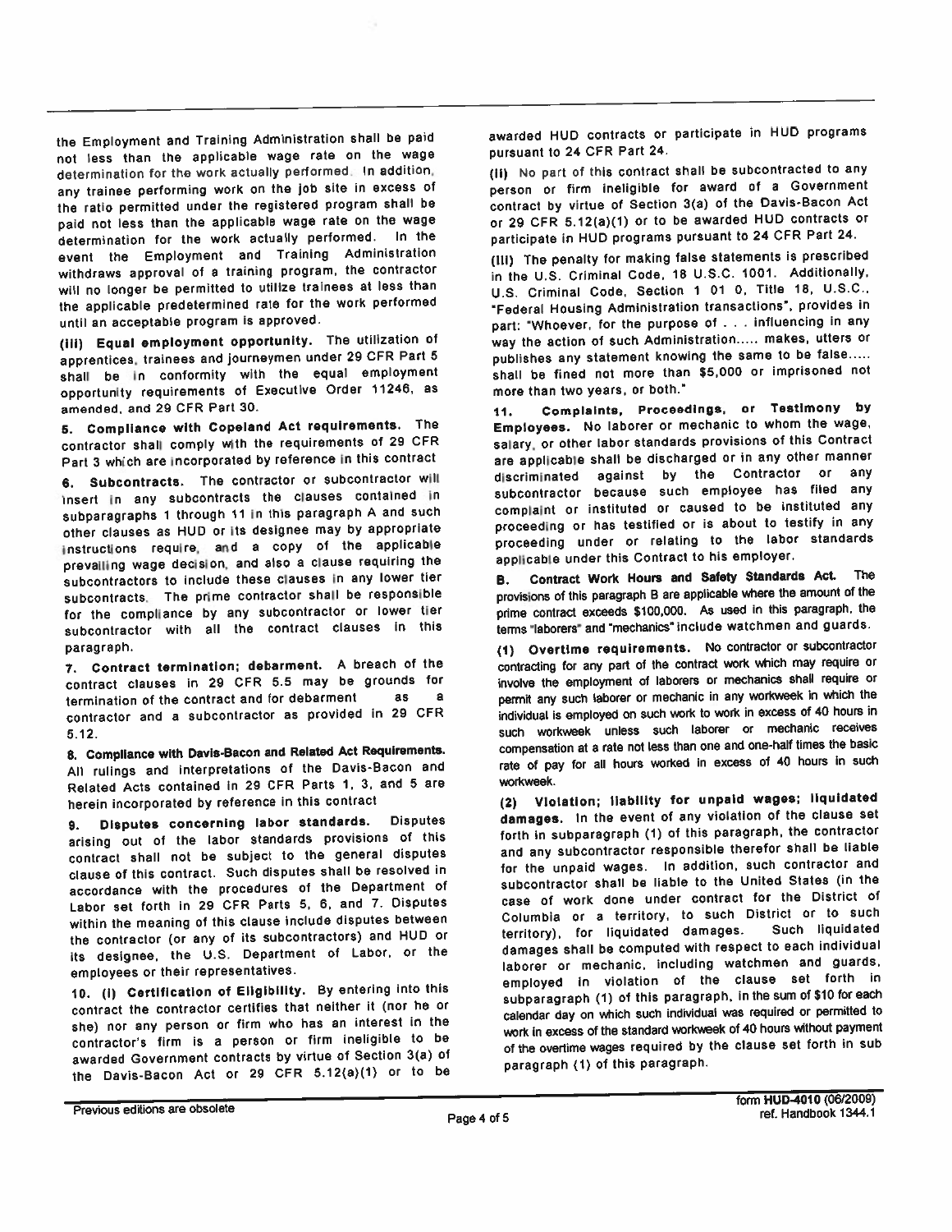the Employment and Training Administration shall be paid not less than the applicable wage rate on the wage determination for the work actually performed. In addition, any trainee performing work on the job site in excess of the ratio permitted under the registered program shall be paid not less than the applicable wage rate on the wage determination for the work actually performed. In the event the Employment and Training Administration withdraws approval of a training program, the contractor will no longer be permitted to utilize trainees at less than the applicable predetermined rate for the work performed until an acceptable program is approved.

**(iii) Equal employment opportunity.** The utilization of apprentices, trainees and journeymen under 29 CFR Part 5 shall be in conformity with the equal employment opportunity requirements of Executive Order 11246, as amended, and 29 CFR Part 30.

**5. Compliance with Copeland Act requirements.** The contractor shall comply with the requirements of 29 CFR Part 3 which are incorporated by reference in this contract

**6. Subcontracts.** The contractor or subcontractor will insert in any subcontracts the clauses contained in subparagraphs 1 through 11 in this paragraph A and such other clauses as HUD or its designee may by appropriate instructions require, and a copy of the applicable prevailing wage decision, and also a clause requiring the subcontractors to include these clauses in any lower tier subcontracts. The prime contractor shall be responsible for the compliance by any subcontractor or lower tier subcontractor with all the contract clauses in this paragraph.

**7. Contract termination; debarment.** A breach of the contract clauses in 29 CFR 5.5 may be grounds for termination of the contract and for debarment as a contractor and a subcontractor as provided in 29 CFR 5.12.

**8. Compliance with Davis-Bacon and Related Act Requirements.** All rulings and interpretations of the Davis-Bacon and Related Acts contained in 29 CFR Parts 1, 3, and 5 are herein incorporated by reference in this contract

**9. Disputes concerning labor standards.** Disputes arising out of the labor standards provisions of this contract shall not be subject to the general disputes clause of this contract. Such disputes shall be resolved in accordance with the procedures of the Department of Labor set forth in 29 CFR Parts 5, 6, and 7. Disputes within the meaning of this clause include disputes between the contractor (or any of its subcontractors) and HUD or its designee, the U.S. Department of Labor, or the employees or their representatives.

**10. (i) Certification of Eligibility.** By entering into this contract the contractor certifies that neither it (nor he or she) nor any person or firm who has an interest in the contractor's firm is a person or firm ineligible to be awarded Government contracts by virtue of Section 3(a) of the Davis-Bacon Act or 29 CFR 5.12(a)(1) or to be awarded HUD contracts or participate in HUD programs pursuant to 24 CFR Part 24.

(ii) No part of this contract shall be subcontracted to any person or firm ineligible for award of a Government contract by virtue of Section 3(a) of the Davis-Bacon Act or 29 CFR 5.12(a)(1) or to be awarded HUD contracts or participate in HUD programs pursuant to 24 CFR Part 24.

(iii) The penalty for making false statements is prescribed in the U.S. Criminal Code, 18 U.S.C. 1001. Additionally, U.S. Criminal Code, Section 1 01 0, Title 18, U.S.C., "Federal Housing Administration transactions", provides in part: "Whoever, for the purpose of . . . influencing in any way the action of such Administration..... makes, utters or publishes any statement knowing the same to be false..... shall be fined not more than $5,000 or imprisoned not more than two years, or both."

**11. Complaints, Proceedings, or Testimony by Employees.** No laborer or mechanic to whom the wage, salary, or other labor standards provisions of this Contract are applicable shall be discharged or in any other manner discriminated against by the Contractor or any subcontractor because such employee has filed any complaint or instituted or caused to be instituted any proceeding or has testified or is about to testify in any proceeding under or relating to the labor standards applicable under this Contract to his employer.

**B. Contract Work Hours and Safety Standards Act.** The provisions of this paragraph B are applicable where the amount of the prime contract exceeds $100,000. As used in this paragraph, the terms "laborers" and "mechanics" include watchmen and guards.

**(1) Overtime requirements.** No contractor or subcontractor contracting for any part of the contract work which may require or involve the employment of laborers or mechanics shall require or permit any such laborer or mechanic in any workweek in which the individual is employed on such work to work in excess of 40 hours in such workweek unless such laborer or mechanic receives compensation at a rate not less than one and one-half times the basic rate of pay for all hours worked in excess of 40 hours in such workweek.

**(2) Violation; liability for unpaid wages; liquidated damages.** In the event of any violation of the clause set forth in subparagraph (1) of this paragraph, the contractor and any subcontractor responsible therefor shall be liable for the unpaid wages. In addition, such contractor and subcontractor shall be liable to the United States (in the case of work done under contract for the District of Columbia or a territory, to such District or to such territory), for liquidated damages. Such liquidated damages shall be computed with respect to each individual laborer or mechanic, including watchmen and guards, employed in violation of the clause set forth in subparagraph (1) of this paragraph, in the sum of $10 for each calendar day on which such individual was required or permitted to work in excess of the standard workweek of 40 hours without payment of the overtime wages required by the clause set forth in sub paragraph (1) of this paragraph.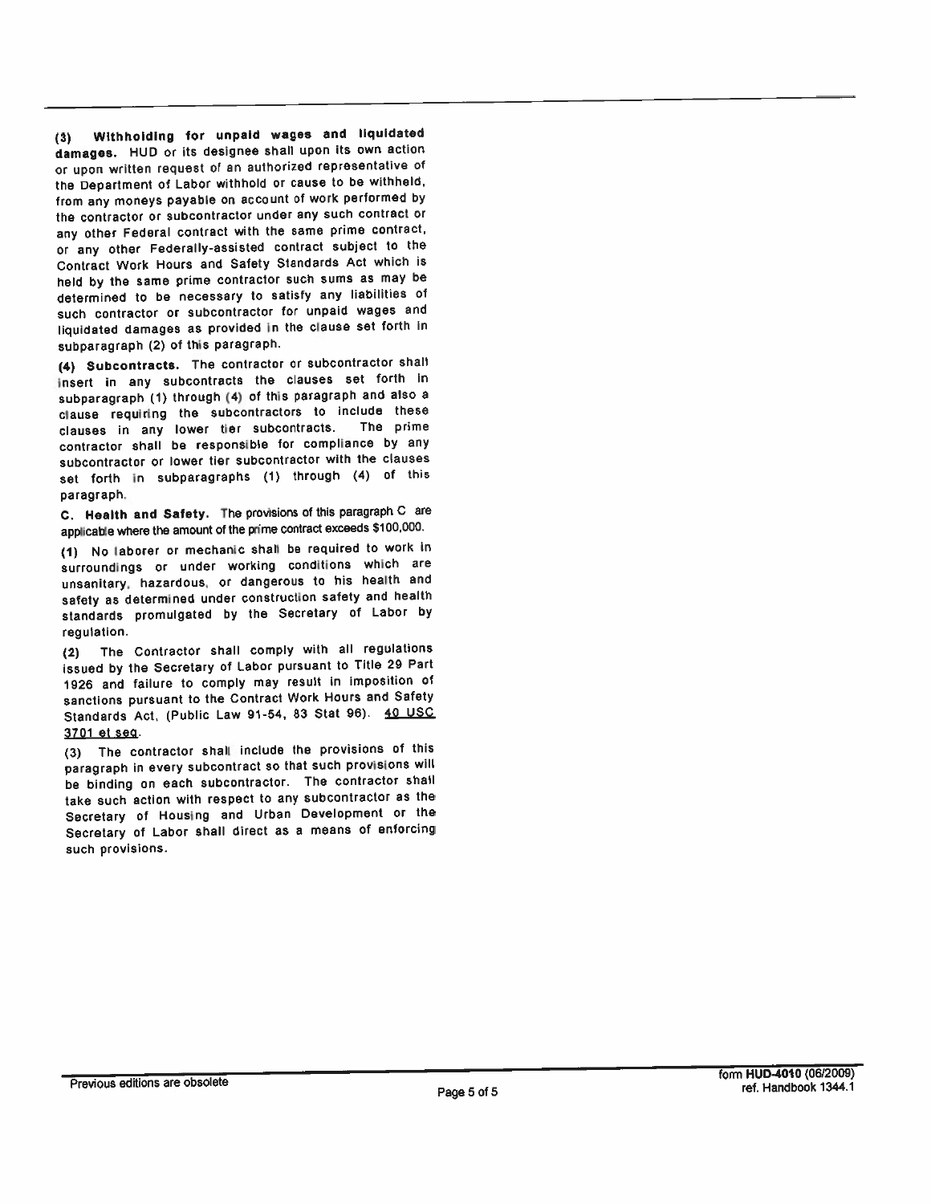**(3) Withholding for unpaid wages and liquidated damages.** HUD or its designee shall upon its own action or upon written request of an authorized representative of the Department of Labor withhold or cause to be withheld, from any moneys payable on account of work performed by the contractor or subcontractor under any such contract or any other Federal contract with the same prime contract, or any other Federally-assisted contract subject to the Contract Work Hours and Safety Standards Act which is held by the same prime contractor such sums as may be determined to be necessary to satisfy any liabilities of such contractor or subcontractor for unpaid wages and liquidated damages as provided in the clause set forth in subparagraph (2) of this paragraph.

**(4) Subcontracts.** The contractor or subcontractor shall insert in any subcontracts the clauses set forth in subparagraph (1) through (4) of this paragraph and also a clause requiring the subcontractors to include these clauses in any lower tier subcontracts. The prime contractor shall be responsible for compliance by any subcontractor or lower tier subcontractor with the clauses set forth in subparagraphs (1) through (4) of this paragraph.

**C. Health and Safety.** The provisions of this paragraph C are applicable where the amount of the prime contract exceeds $100,000.

(1) No laborer or mechanic shall be required to work in surroundings or under working conditions which are unsanitary, hazardous, or dangerous to his health and safety as determined under construction safety and health standards promulgated by the Secretary of Labor by regulation.

(2) The Contractor shall comply with all regulations issued by the Secretary of Labor pursuant to Title 29 Part 1926 and failure to comply may result in imposition of sanctions pursuant to the Contract Work Hours and Safety Standards Act, (Public Law 91-54, 83 Stat 96). 40 USC 3701 et seq.

(3) The contractor shall include the provisions of this paragraph in every subcontract so that such provisions will be binding on each subcontractor. The contractor shall take such action with respect to any subcontractor as the Secretary of Housing and Urban Development or the Secretary of Labor shall direct as a means of enforcing such provisions.

Previous editions are obsolete

form HUD-4010 (06/2009)
ref. Handbook 1344.1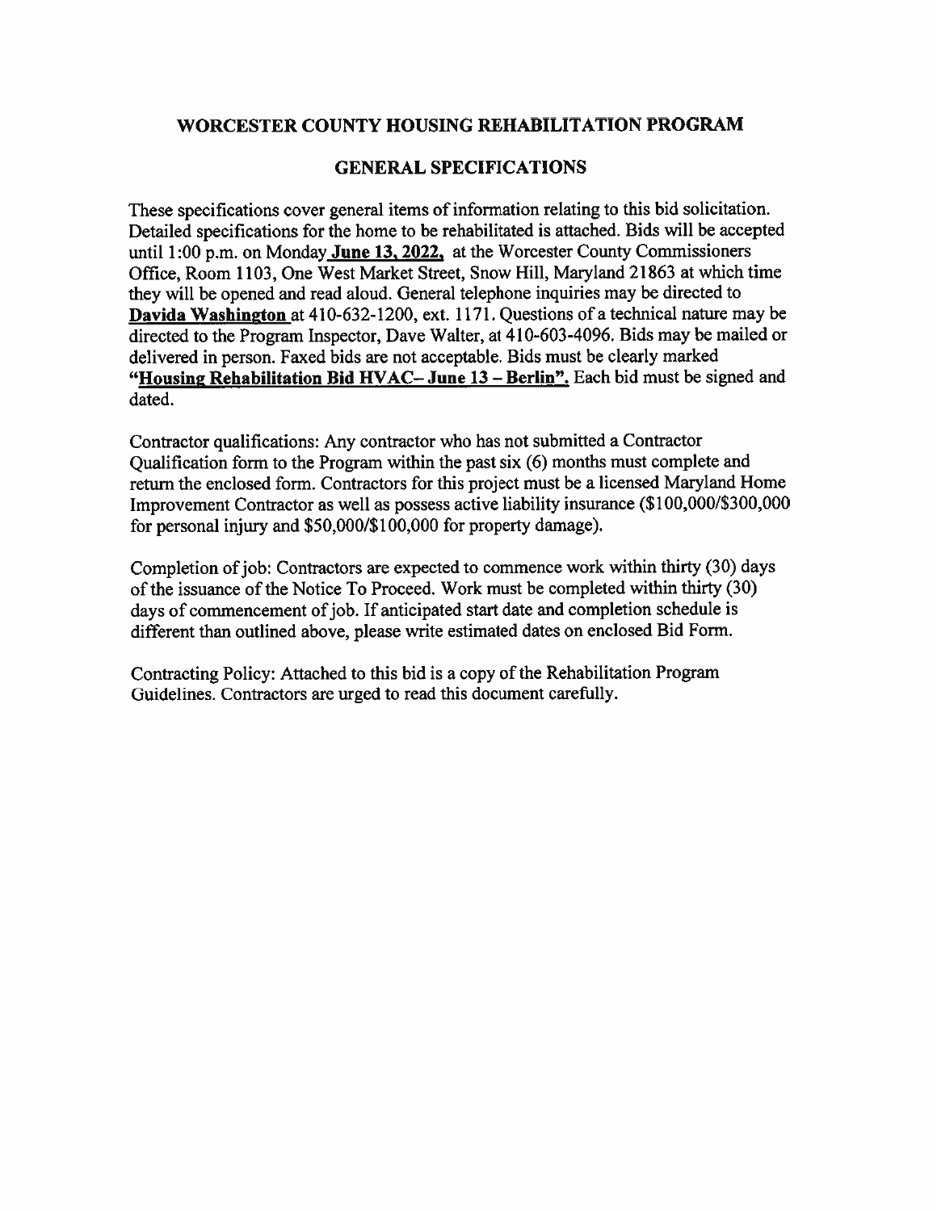# WORCESTER COUNTY HOUSING REHABILITATION PROGRAM

## GENERAL SPECIFICATIONS

These specifications cover general items of information relating to this bid solicitation. Detailed specifications for the home to be rehabilitated is attached. Bids will be accepted until 1:00 p.m. on Monday **June 13, 2022,** at the Worcester County Commissioners Office, Room 1103, One West Market Street, Snow Hill, Maryland 21863 at which time they will be opened and read aloud. General telephone inquiries may be directed to **Davida Washington** at 410-632-1200, ext. 1171. Questions of a technical nature may be directed to the Program Inspector, Dave Walter, at 410-603-4096. Bids may be mailed or delivered in person. Faxed bids are not acceptable. Bids must be clearly marked **"Housing Rehabilitation Bid HVAC– June 13 – Berlin".** Each bid must be signed and dated.

Contractor qualifications: Any contractor who has not submitted a Contractor Qualification form to the Program within the past six (6) months must complete and return the enclosed form. Contractors for this project must be a licensed Maryland Home Improvement Contractor as well as possess active liability insurance ($100,000/$300,000 for personal injury and $50,000/$100,000 for property damage).

Completion of job: Contractors are expected to commence work within thirty (30) days of the issuance of the Notice To Proceed. Work must be completed within thirty (30) days of commencement of job. If anticipated start date and completion schedule is different than outlined above, please write estimated dates on enclosed Bid Form.

Contracting Policy: Attached to this bid is a copy of the Rehabilitation Program Guidelines. Contractors are urged to read this document carefully.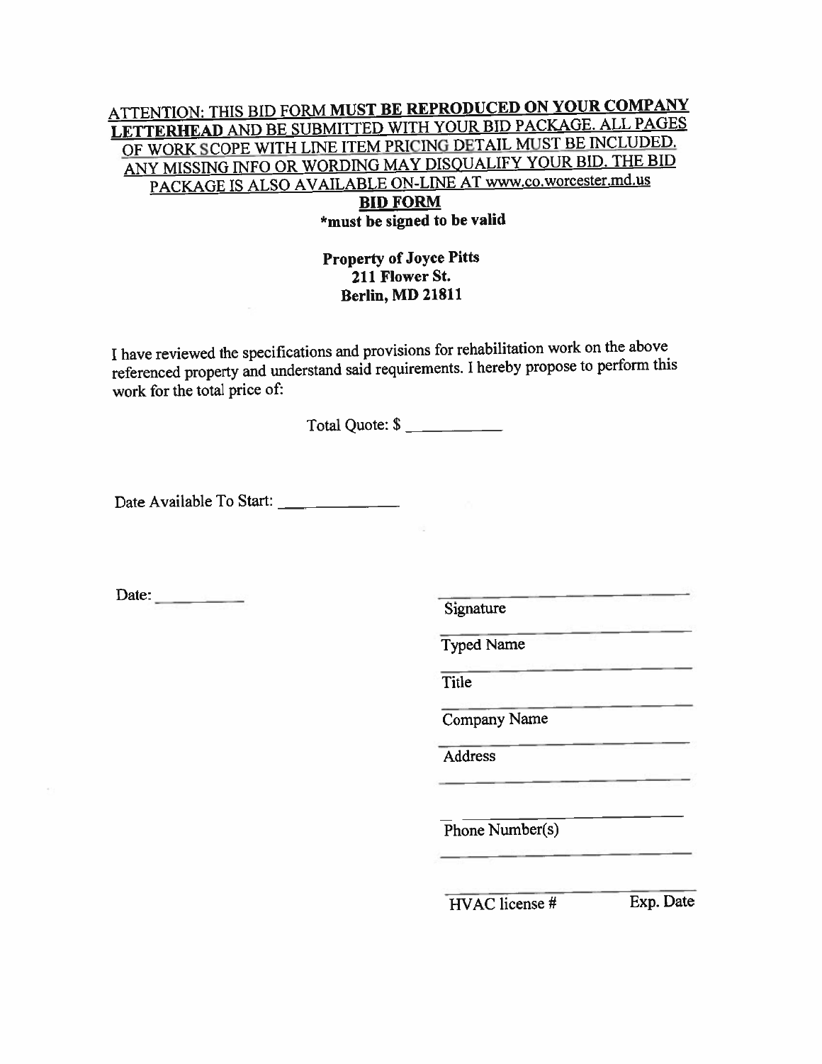ATTENTION: THIS BID FORM **MUST BE REPRODUCED ON YOUR COMPANY LETTERHEAD** AND BE SUBMITTED WITH YOUR BID PACKAGE. ALL PAGES OF WORK SCOPE WITH LINE ITEM PRICING DETAIL MUST BE INCLUDED. ANY MISSING INFO OR WORDING MAY DISQUALIFY YOUR BID. THE BID PACKAGE IS ALSO AVAILABLE ON-LINE AT www.co.worcester.md.us

**BID FORM**

***must be signed to be valid**

**Property of Joyce Pitts**
**211 Flower St.**
**Berlin, MD 21811**

I have reviewed the specifications and provisions for rehabilitation work on the above referenced property and understand said requirements. I hereby propose to perform this work for the total price of:

Total Quote: $ ___________

Date Available To Start: ______________

Date: __________

______________________________
Signature

______________________________
Typed Name

______________________________
Title

______________________________
Company Name

______________________________
Address

______________________________

______________________________
Phone Number(s)

______________________________

______________________________
HVAC license # Exp. Date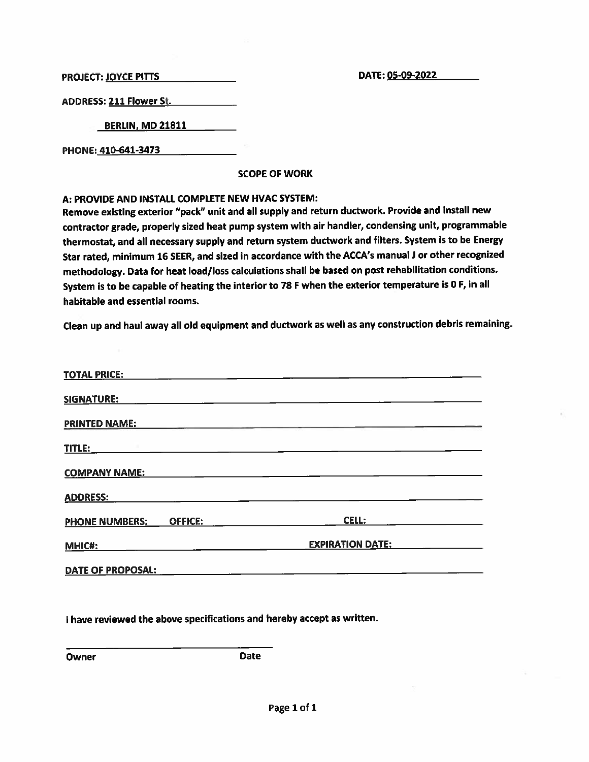**PROJECT:** JOYCE PITTS

**DATE:** 05-09-2022

**ADDRESS:** 211 Flower St.

BERLIN, MD 21811

**PHONE:** 410-641-3473

## SCOPE OF WORK

**A: PROVIDE AND INSTALL COMPLETE NEW HVAC SYSTEM:**

**Remove existing exterior "pack" unit and all supply and return ductwork. Provide and install new contractor grade, properly sized heat pump system with air handler, condensing unit, programmable thermostat, and all necessary supply and return system ductwork and filters. System is to be Energy Star rated, minimum 16 SEER, and sized in accordance with the ACCA's manual J or other recognized methodology. Data for heat load/loss calculations shall be based on post rehabilitation conditions. System is to be capable of heating the interior to 78 F when the exterior temperature is 0 F, in all habitable and essential rooms.**

**Clean up and haul away all old equipment and ductwork as well as any construction debris remaining.**

**TOTAL PRICE:** ______________________

**SIGNATURE:** ______________________

**PRINTED NAME:** ______________________

**TITLE:** ______________________

**COMPANY NAME:** ______________________

**ADDRESS:** ______________________

**PHONE NUMBERS: OFFICE:** ______________ **CELL:** ______________

**MHIC#:** ______________ **EXPIRATION DATE:** ______________

**DATE OF PROPOSAL:** ______________________

**I have reviewed the above specifications and hereby accept as written.**

______________________

**Owner** **Date**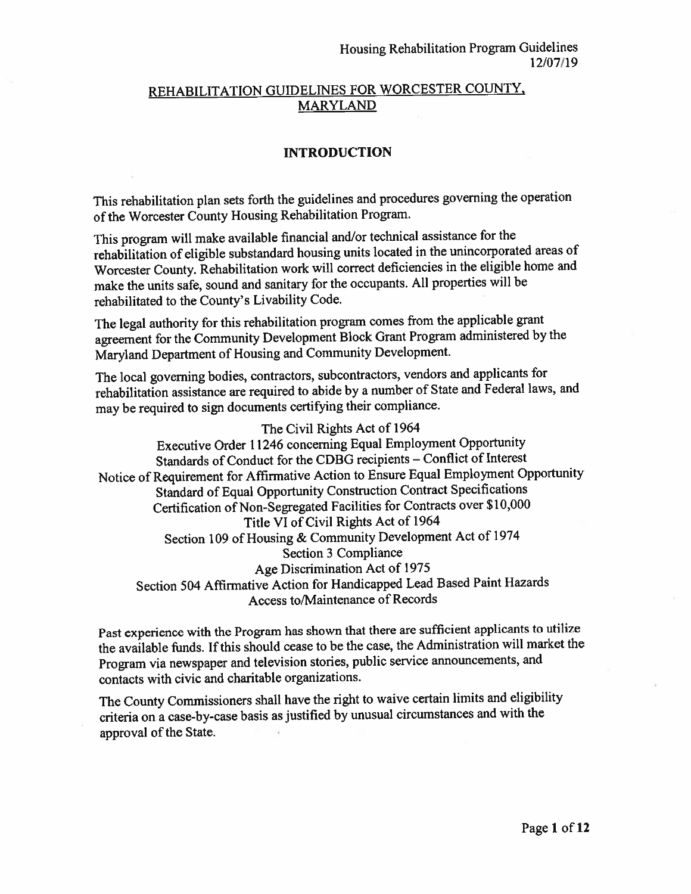# REHABILITATION GUIDELINES FOR WORCESTER COUNTY, MARYLAND

## INTRODUCTION

This rehabilitation plan sets forth the guidelines and procedures governing the operation of the Worcester County Housing Rehabilitation Program.

This program will make available financial and/or technical assistance for the rehabilitation of eligible substandard housing units located in the unincorporated areas of Worcester County. Rehabilitation work will correct deficiencies in the eligible home and make the units safe, sound and sanitary for the occupants. All properties will be rehabilitated to the County's Livability Code.

The legal authority for this rehabilitation program comes from the applicable grant agreement for the Community Development Block Grant Program administered by the Maryland Department of Housing and Community Development.

The local governing bodies, contractors, subcontractors, vendors and applicants for rehabilitation assistance are required to abide by a number of State and Federal laws, and may be required to sign documents certifying their compliance.

The Civil Rights Act of 1964
Executive Order 11246 concerning Equal Employment Opportunity
Standards of Conduct for the CDBG recipients – Conflict of Interest
Notice of Requirement for Affirmative Action to Ensure Equal Employment Opportunity
Standard of Equal Opportunity Construction Contract Specifications
Certification of Non-Segregated Facilities for Contracts over $10,000
Title VI of Civil Rights Act of 1964
Section 109 of Housing & Community Development Act of 1974
Section 3 Compliance
Age Discrimination Act of 1975
Section 504 Affirmative Action for Handicapped Lead Based Paint Hazards
Access to/Maintenance of Records

Past experience with the Program has shown that there are sufficient applicants to utilize the available funds. If this should cease to be the case, the Administration will market the Program via newspaper and television stories, public service announcements, and contacts with civic and charitable organizations.

The County Commissioners shall have the right to waive certain limits and eligibility criteria on a case-by-case basis as justified by unusual circumstances and with the approval of the State.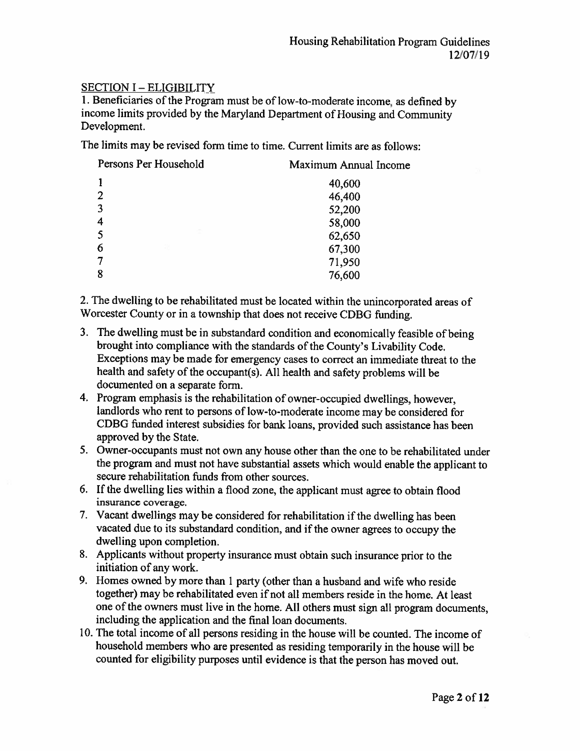## SECTION I – ELIGIBILITY

1. Beneficiaries of the Program must be of low-to-moderate income, as defined by income limits provided by the Maryland Department of Housing and Community Development.

The limits may be revised form time to time. Current limits are as follows:

| Persons Per Household | Maximum Annual Income |
|---|---|
| 1 | 40,600 |
| 2 | 46,400 |
| 3 | 52,200 |
| 4 | 58,000 |
| 5 | 62,650 |
| 6 | 67,300 |
| 7 | 71,950 |
| 8 | 76,600 |

2. The dwelling to be rehabilitated must be located within the unincorporated areas of Worcester County or in a township that does not receive CDBG funding.

3. The dwelling must be in substandard condition and economically feasible of being brought into compliance with the standards of the County's Livability Code. Exceptions may be made for emergency cases to correct an immediate threat to the health and safety of the occupant(s). All health and safety problems will be documented on a separate form.
4. Program emphasis is the rehabilitation of owner-occupied dwellings, however, landlords who rent to persons of low-to-moderate income may be considered for CDBG funded interest subsidies for bank loans, provided such assistance has been approved by the State.
5. Owner-occupants must not own any house other than the one to be rehabilitated under the program and must not have substantial assets which would enable the applicant to secure rehabilitation funds from other sources.
6. If the dwelling lies within a flood zone, the applicant must agree to obtain flood insurance coverage.
7. Vacant dwellings may be considered for rehabilitation if the dwelling has been vacated due to its substandard condition, and if the owner agrees to occupy the dwelling upon completion.
8. Applicants without property insurance must obtain such insurance prior to the initiation of any work.
9. Homes owned by more than 1 party (other than a husband and wife who reside together) may be rehabilitated even if not all members reside in the home. At least one of the owners must live in the home. All others must sign all program documents, including the application and the final loan documents.
10. The total income of all persons residing in the house will be counted. The income of household members who are presented as residing temporarily in the house will be counted for eligibility purposes until evidence is that the person has moved out.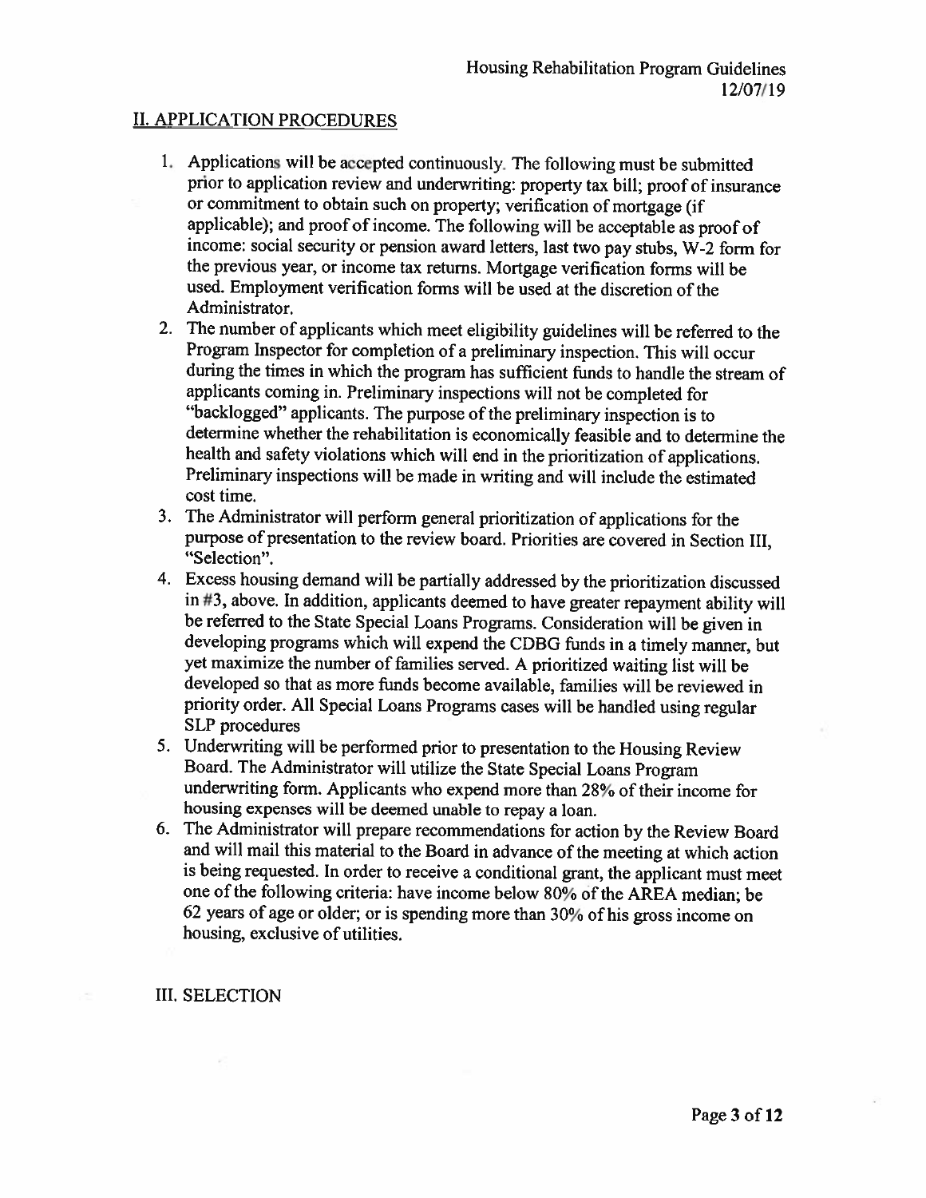## II. APPLICATION PROCEDURES

1. Applications will be accepted continuously. The following must be submitted prior to application review and underwriting: property tax bill; proof of insurance or commitment to obtain such on property; verification of mortgage (if applicable); and proof of income. The following will be acceptable as proof of income: social security or pension award letters, last two pay stubs, W-2 form for the previous year, or income tax returns. Mortgage verification forms will be used. Employment verification forms will be used at the discretion of the Administrator.
2. The number of applicants which meet eligibility guidelines will be referred to the Program Inspector for completion of a preliminary inspection. This will occur during the times in which the program has sufficient funds to handle the stream of applicants coming in. Preliminary inspections will not be completed for "backlogged" applicants. The purpose of the preliminary inspection is to determine whether the rehabilitation is economically feasible and to determine the health and safety violations which will end in the prioritization of applications. Preliminary inspections will be made in writing and will include the estimated cost time.
3. The Administrator will perform general prioritization of applications for the purpose of presentation to the review board. Priorities are covered in Section III, "Selection".
4. Excess housing demand will be partially addressed by the prioritization discussed in #3, above. In addition, applicants deemed to have greater repayment ability will be referred to the State Special Loans Programs. Consideration will be given in developing programs which will expend the CDBG funds in a timely manner, but yet maximize the number of families served. A prioritized waiting list will be developed so that as more funds become available, families will be reviewed in priority order. All Special Loans Programs cases will be handled using regular SLP procedures
5. Underwriting will be performed prior to presentation to the Housing Review Board. The Administrator will utilize the State Special Loans Program underwriting form. Applicants who expend more than 28% of their income for housing expenses will be deemed unable to repay a loan.
6. The Administrator will prepare recommendations for action by the Review Board and will mail this material to the Board in advance of the meeting at which action is being requested. In order to receive a conditional grant, the applicant must meet one of the following criteria: have income below 80% of the AREA median; be 62 years of age or older; or is spending more than 30% of his gross income on housing, exclusive of utilities.

## III. SELECTION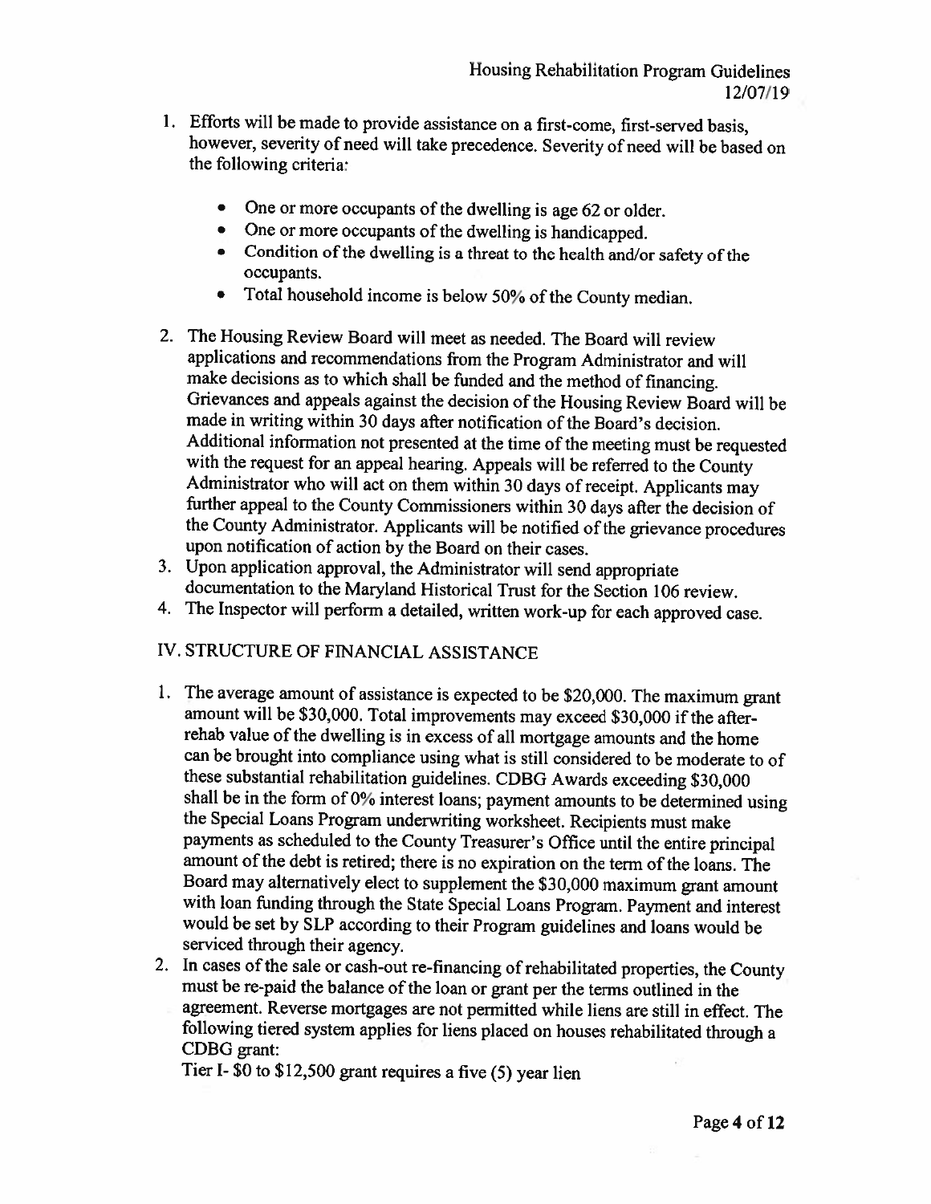1. Efforts will be made to provide assistance on a first-come, first-served basis, however, severity of need will take precedence. Severity of need will be based on the following criteria:

   - One or more occupants of the dwelling is age 62 or older.
   - One or more occupants of the dwelling is handicapped.
   - Condition of the dwelling is a threat to the health and/or safety of the occupants.
   - Total household income is below 50% of the County median.

2. The Housing Review Board will meet as needed. The Board will review applications and recommendations from the Program Administrator and will make decisions as to which shall be funded and the method of financing. Grievances and appeals against the decision of the Housing Review Board will be made in writing within 30 days after notification of the Board's decision. Additional information not presented at the time of the meeting must be requested with the request for an appeal hearing. Appeals will be referred to the County Administrator who will act on them within 30 days of receipt. Applicants may further appeal to the County Commissioners within 30 days after the decision of the County Administrator. Applicants will be notified of the grievance procedures upon notification of action by the Board on their cases.
3. Upon application approval, the Administrator will send appropriate documentation to the Maryland Historical Trust for the Section 106 review.
4. The Inspector will perform a detailed, written work-up for each approved case.

## IV. STRUCTURE OF FINANCIAL ASSISTANCE

1. The average amount of assistance is expected to be $20,000. The maximum grant amount will be $30,000. Total improvements may exceed $30,000 if the after-rehab value of the dwelling is in excess of all mortgage amounts and the home can be brought into compliance using what is still considered to be moderate to of these substantial rehabilitation guidelines. CDBG Awards exceeding $30,000 shall be in the form of 0% interest loans; payment amounts to be determined using the Special Loans Program underwriting worksheet. Recipients must make payments as scheduled to the County Treasurer's Office until the entire principal amount of the debt is retired; there is no expiration on the term of the loans. The Board may alternatively elect to supplement the $30,000 maximum grant amount with loan funding through the State Special Loans Program. Payment and interest would be set by SLP according to their Program guidelines and loans would be serviced through their agency.
2. In cases of the sale or cash-out re-financing of rehabilitated properties, the County must be re-paid the balance of the loan or grant per the terms outlined in the agreement. Reverse mortgages are not permitted while liens are still in effect. The following tiered system applies for liens placed on houses rehabilitated through a CDBG grant:

   Tier I- $0 to $12,500 grant requires a five (5) year lien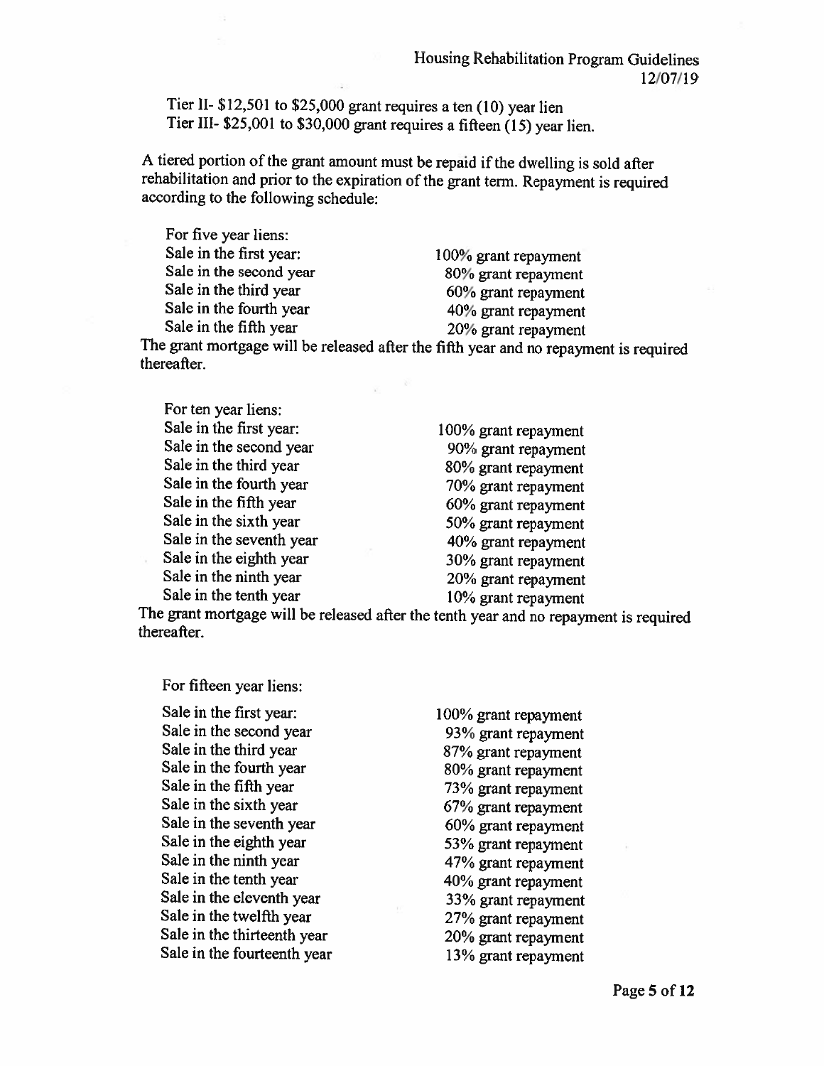Tier II- $12,501 to $25,000 grant requires a ten (10) year lien
Tier III- $25,001 to $30,000 grant requires a fifteen (15) year lien.

A tiered portion of the grant amount must be repaid if the dwelling is sold after rehabilitation and prior to the expiration of the grant term. Repayment is required according to the following schedule:

For five year liens:

| | |
|---|---|
| Sale in the first year: | 100% grant repayment |
| Sale in the second year | 80% grant repayment |
| Sale in the third year | 60% grant repayment |
| Sale in the fourth year | 40% grant repayment |
| Sale in the fifth year | 20% grant repayment |

The grant mortgage will be released after the fifth year and no repayment is required thereafter.

For ten year liens:

| | |
|---|---|
| Sale in the first year: | 100% grant repayment |
| Sale in the second year | 90% grant repayment |
| Sale in the third year | 80% grant repayment |
| Sale in the fourth year | 70% grant repayment |
| Sale in the fifth year | 60% grant repayment |
| Sale in the sixth year | 50% grant repayment |
| Sale in the seventh year | 40% grant repayment |
| Sale in the eighth year | 30% grant repayment |
| Sale in the ninth year | 20% grant repayment |
| Sale in the tenth year | 10% grant repayment |

The grant mortgage will be released after the tenth year and no repayment is required thereafter.

For fifteen year liens:

| | |
|---|---|
| Sale in the first year: | 100% grant repayment |
| Sale in the second year | 93% grant repayment |
| Sale in the third year | 87% grant repayment |
| Sale in the fourth year | 80% grant repayment |
| Sale in the fifth year | 73% grant repayment |
| Sale in the sixth year | 67% grant repayment |
| Sale in the seventh year | 60% grant repayment |
| Sale in the eighth year | 53% grant repayment |
| Sale in the ninth year | 47% grant repayment |
| Sale in the tenth year | 40% grant repayment |
| Sale in the eleventh year | 33% grant repayment |
| Sale in the twelfth year | 27% grant repayment |
| Sale in the thirteenth year | 20% grant repayment |
| Sale in the fourteenth year | 13% grant repayment |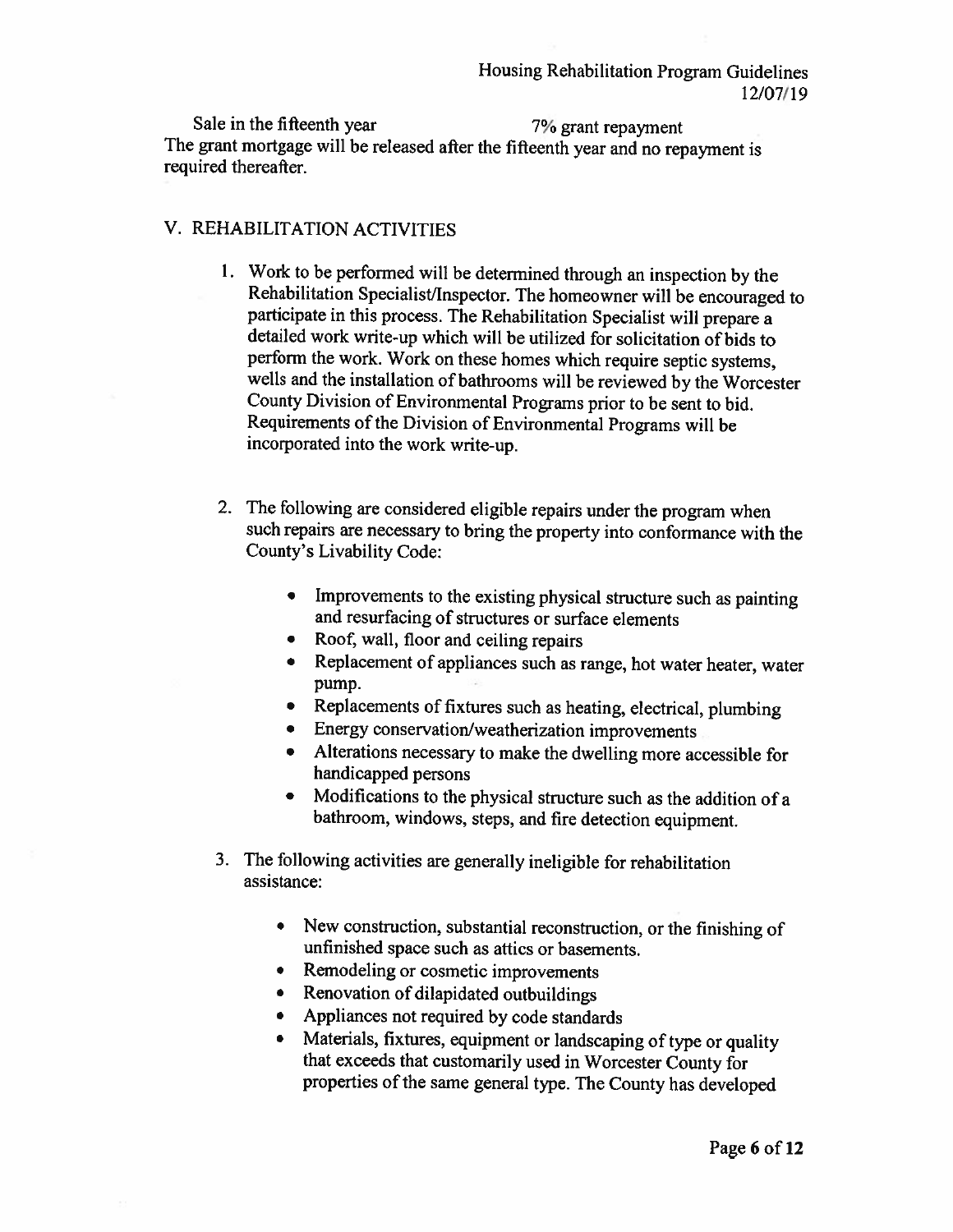Sale in the fifteenth year 7% grant repayment

The grant mortgage will be released after the fifteenth year and no repayment is required thereafter.

## V. REHABILITATION ACTIVITIES

1. Work to be performed will be determined through an inspection by the Rehabilitation Specialist/Inspector. The homeowner will be encouraged to participate in this process. The Rehabilitation Specialist will prepare a detailed work write-up which will be utilized for solicitation of bids to perform the work. Work on these homes which require septic systems, wells and the installation of bathrooms will be reviewed by the Worcester County Division of Environmental Programs prior to be sent to bid. Requirements of the Division of Environmental Programs will be incorporated into the work write-up.

2. The following are considered eligible repairs under the program when such repairs are necessary to bring the property into conformance with the County's Livability Code:

   - Improvements to the existing physical structure such as painting and resurfacing of structures or surface elements
   - Roof, wall, floor and ceiling repairs
   - Replacement of appliances such as range, hot water heater, water pump.
   - Replacements of fixtures such as heating, electrical, plumbing
   - Energy conservation/weatherization improvements
   - Alterations necessary to make the dwelling more accessible for handicapped persons
   - Modifications to the physical structure such as the addition of a bathroom, windows, steps, and fire detection equipment.

3. The following activities are generally ineligible for rehabilitation assistance:

   - New construction, substantial reconstruction, or the finishing of unfinished space such as attics or basements.
   - Remodeling or cosmetic improvements
   - Renovation of dilapidated outbuildings
   - Appliances not required by code standards
   - Materials, fixtures, equipment or landscaping of type or quality that exceeds that customarily used in Worcester County for properties of the same general type. The County has developed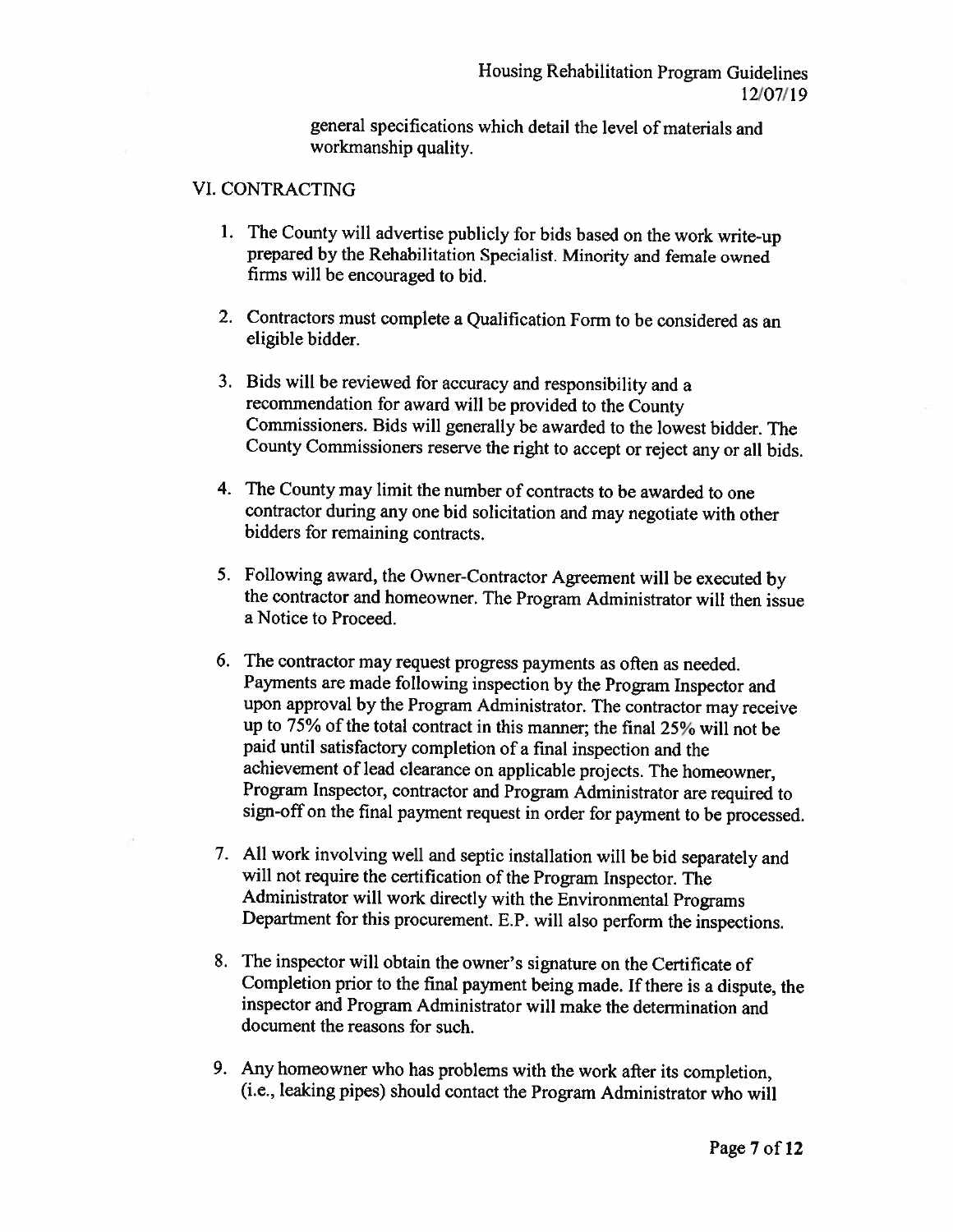general specifications which detail the level of materials and workmanship quality.

## VI. CONTRACTING

1. The County will advertise publicly for bids based on the work write-up prepared by the Rehabilitation Specialist. Minority and female owned firms will be encouraged to bid.

2. Contractors must complete a Qualification Form to be considered as an eligible bidder.

3. Bids will be reviewed for accuracy and responsibility and a recommendation for award will be provided to the County Commissioners. Bids will generally be awarded to the lowest bidder. The County Commissioners reserve the right to accept or reject any or all bids.

4. The County may limit the number of contracts to be awarded to one contractor during any one bid solicitation and may negotiate with other bidders for remaining contracts.

5. Following award, the Owner-Contractor Agreement will be executed by the contractor and homeowner. The Program Administrator will then issue a Notice to Proceed.

6. The contractor may request progress payments as often as needed. Payments are made following inspection by the Program Inspector and upon approval by the Program Administrator. The contractor may receive up to 75% of the total contract in this manner; the final 25% will not be paid until satisfactory completion of a final inspection and the achievement of lead clearance on applicable projects. The homeowner, Program Inspector, contractor and Program Administrator are required to sign-off on the final payment request in order for payment to be processed.

7. All work involving well and septic installation will be bid separately and will not require the certification of the Program Inspector. The Administrator will work directly with the Environmental Programs Department for this procurement. E.P. will also perform the inspections.

8. The inspector will obtain the owner's signature on the Certificate of Completion prior to the final payment being made. If there is a dispute, the inspector and Program Administrator will make the determination and document the reasons for such.

9. Any homeowner who has problems with the work after its completion, (i.e., leaking pipes) should contact the Program Administrator who will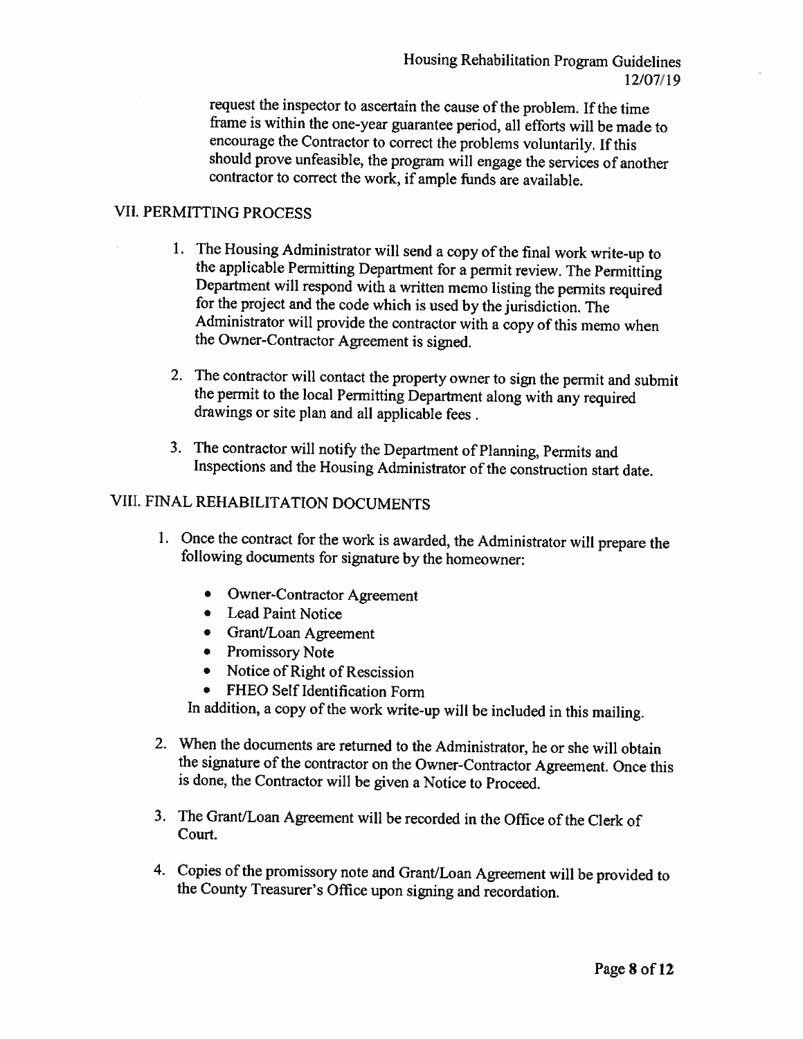request the inspector to ascertain the cause of the problem. If the time frame is within the one-year guarantee period, all efforts will be made to encourage the Contractor to correct the problems voluntarily. If this should prove unfeasible, the program will engage the services of another contractor to correct the work, if ample funds are available.

## VII. PERMITTING PROCESS

1. The Housing Administrator will send a copy of the final work write-up to the applicable Permitting Department for a permit review. The Permitting Department will respond with a written memo listing the permits required for the project and the code which is used by the jurisdiction. The Administrator will provide the contractor with a copy of this memo when the Owner-Contractor Agreement is signed.

2. The contractor will contact the property owner to sign the permit and submit the permit to the local Permitting Department along with any required drawings or site plan and all applicable fees .

3. The contractor will notify the Department of Planning, Permits and Inspections and the Housing Administrator of the construction start date.

## VIII. FINAL REHABILITATION DOCUMENTS

1. Once the contract for the work is awarded, the Administrator will prepare the following documents for signature by the homeowner:

   - Owner-Contractor Agreement
   - Lead Paint Notice
   - Grant/Loan Agreement
   - Promissory Note
   - Notice of Right of Rescission
   - FHEO Self Identification Form

   In addition, a copy of the work write-up will be included in this mailing.

2. When the documents are returned to the Administrator, he or she will obtain the signature of the contractor on the Owner-Contractor Agreement. Once this is done, the Contractor will be given a Notice to Proceed.

3. The Grant/Loan Agreement will be recorded in the Office of the Clerk of Court.

4. Copies of the promissory note and Grant/Loan Agreement will be provided to the County Treasurer's Office upon signing and recordation.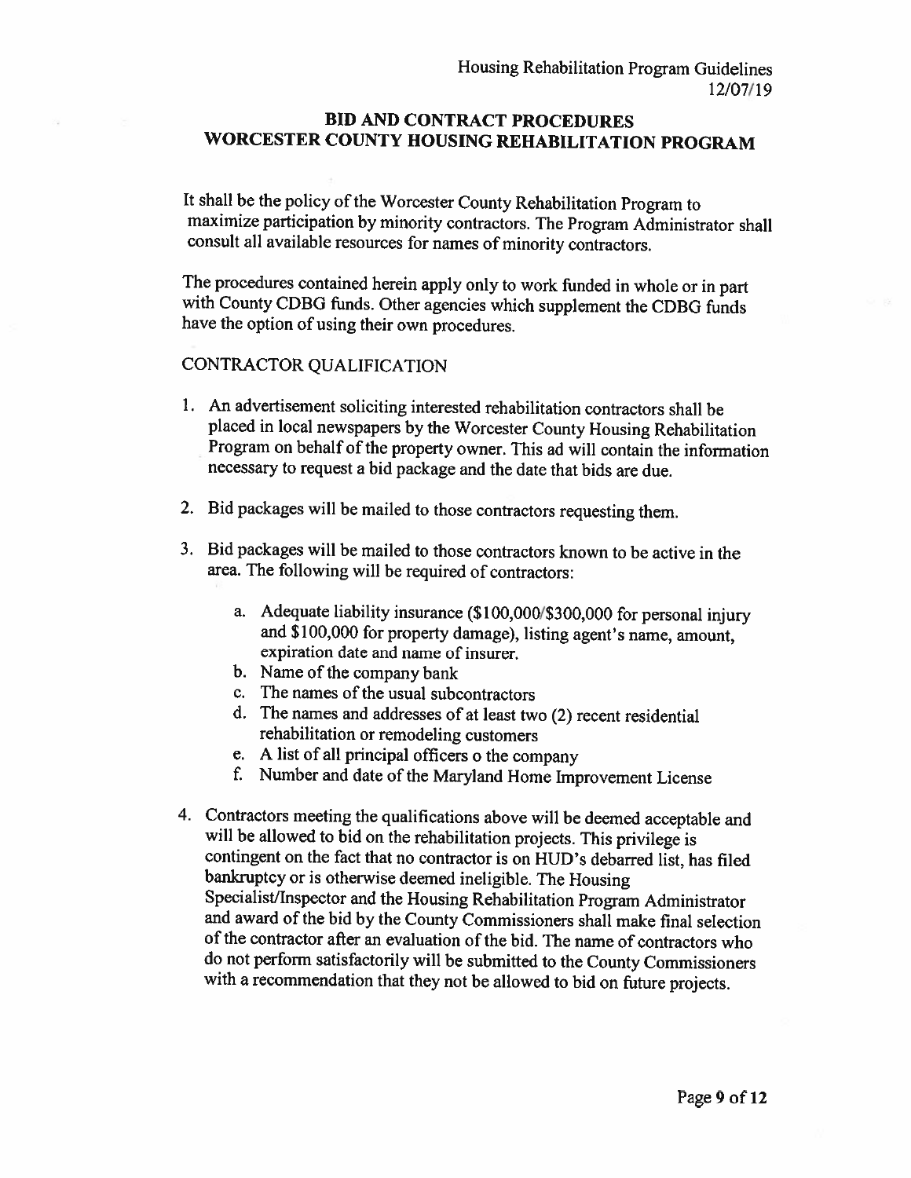## BID AND CONTRACT PROCEDURES
## WORCESTER COUNTY HOUSING REHABILITATION PROGRAM

It shall be the policy of the Worcester County Rehabilitation Program to maximize participation by minority contractors. The Program Administrator shall consult all available resources for names of minority contractors.

The procedures contained herein apply only to work funded in whole or in part with County CDBG funds. Other agencies which supplement the CDBG funds have the option of using their own procedures.

### CONTRACTOR QUALIFICATION

1. An advertisement soliciting interested rehabilitation contractors shall be placed in local newspapers by the Worcester County Housing Rehabilitation Program on behalf of the property owner. This ad will contain the information necessary to request a bid package and the date that bids are due.

2. Bid packages will be mailed to those contractors requesting them.

3. Bid packages will be mailed to those contractors known to be active in the area. The following will be required of contractors:

    a. Adequate liability insurance ($100,000/$300,000 for personal injury and $100,000 for property damage), listing agent's name, amount, expiration date and name of insurer.
    b. Name of the company bank
    c. The names of the usual subcontractors
    d. The names and addresses of at least two (2) recent residential rehabilitation or remodeling customers
    e. A list of all principal officers o the company
    f. Number and date of the Maryland Home Improvement License

4. Contractors meeting the qualifications above will be deemed acceptable and will be allowed to bid on the rehabilitation projects. This privilege is contingent on the fact that no contractor is on HUD's debarred list, has filed bankruptcy or is otherwise deemed ineligible. The Housing Specialist/Inspector and the Housing Rehabilitation Program Administrator and award of the bid by the County Commissioners shall make final selection of the contractor after an evaluation of the bid. The name of contractors who do not perform satisfactorily will be submitted to the County Commissioners with a recommendation that they not be allowed to bid on future projects.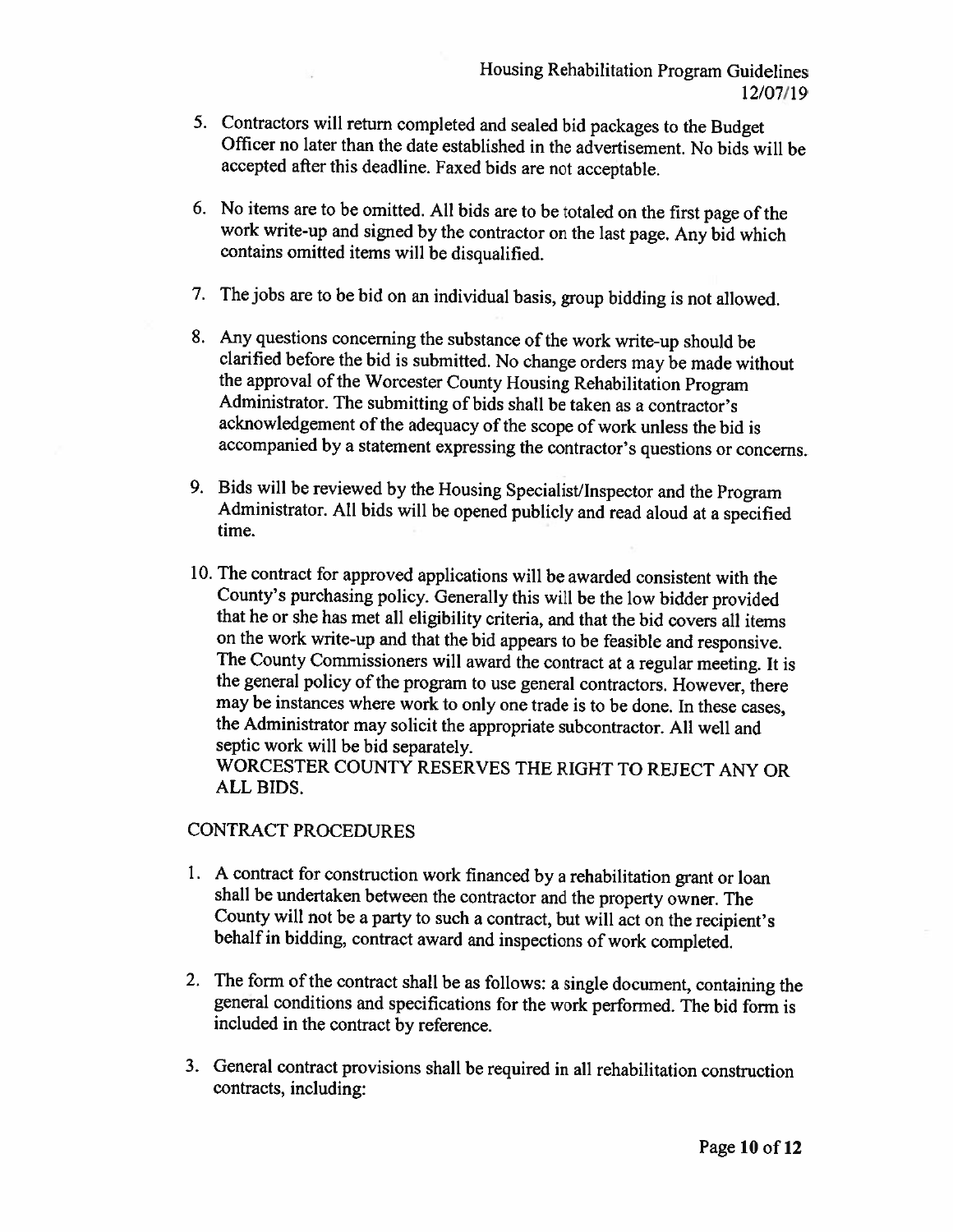5. Contractors will return completed and sealed bid packages to the Budget Officer no later than the date established in the advertisement. No bids will be accepted after this deadline. Faxed bids are not acceptable.

6. No items are to be omitted. All bids are to be totaled on the first page of the work write-up and signed by the contractor on the last page. Any bid which contains omitted items will be disqualified.

7. The jobs are to be bid on an individual basis, group bidding is not allowed.

8. Any questions concerning the substance of the work write-up should be clarified before the bid is submitted. No change orders may be made without the approval of the Worcester County Housing Rehabilitation Program Administrator. The submitting of bids shall be taken as a contractor's acknowledgement of the adequacy of the scope of work unless the bid is accompanied by a statement expressing the contractor's questions or concerns.

9. Bids will be reviewed by the Housing Specialist/Inspector and the Program Administrator. All bids will be opened publicly and read aloud at a specified time.

10. The contract for approved applications will be awarded consistent with the County's purchasing policy. Generally this will be the low bidder provided that he or she has met all eligibility criteria, and that the bid covers all items on the work write-up and that the bid appears to be feasible and responsive. The County Commissioners will award the contract at a regular meeting. It is the general policy of the program to use general contractors. However, there may be instances where work to only one trade is to be done. In these cases, the Administrator may solicit the appropriate subcontractor. All well and septic work will be bid separately.
    WORCESTER COUNTY RESERVES THE RIGHT TO REJECT ANY OR ALL BIDS.

CONTRACT PROCEDURES

1. A contract for construction work financed by a rehabilitation grant or loan shall be undertaken between the contractor and the property owner. The County will not be a party to such a contract, but will act on the recipient's behalf in bidding, contract award and inspections of work completed.

2. The form of the contract shall be as follows: a single document, containing the general conditions and specifications for the work performed. The bid form is included in the contract by reference.

3. General contract provisions shall be required in all rehabilitation construction contracts, including: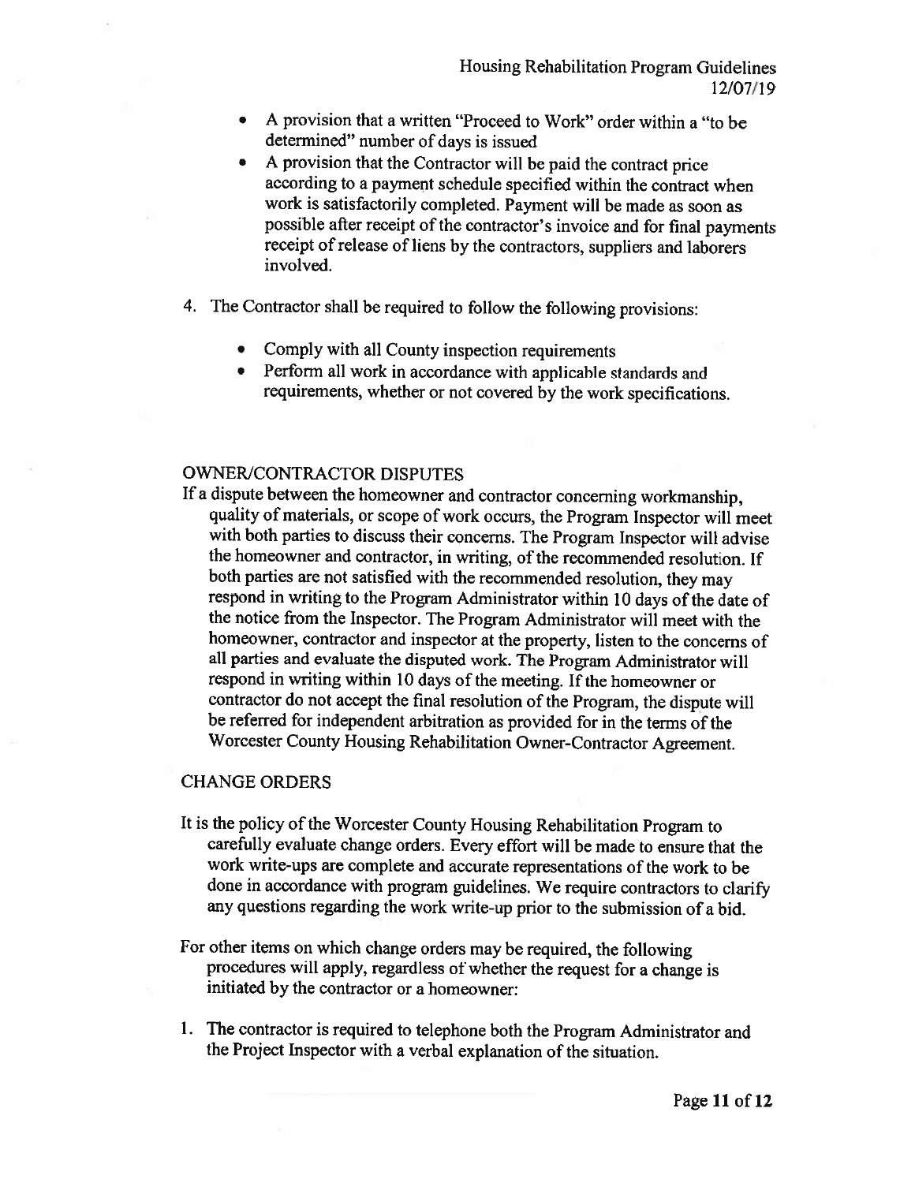- A provision that a written "Proceed to Work" order within a "to be determined" number of days is issued
- A provision that the Contractor will be paid the contract price according to a payment schedule specified within the contract when work is satisfactorily completed. Payment will be made as soon as possible after receipt of the contractor's invoice and for final payments receipt of release of liens by the contractors, suppliers and laborers involved.

4. The Contractor shall be required to follow the following provisions:

   - Comply with all County inspection requirements
   - Perform all work in accordance with applicable standards and requirements, whether or not covered by the work specifications.

## OWNER/CONTRACTOR DISPUTES

If a dispute between the homeowner and contractor concerning workmanship, quality of materials, or scope of work occurs, the Program Inspector will meet with both parties to discuss their concerns. The Program Inspector will advise the homeowner and contractor, in writing, of the recommended resolution. If both parties are not satisfied with the recommended resolution, they may respond in writing to the Program Administrator within 10 days of the date of the notice from the Inspector. The Program Administrator will meet with the homeowner, contractor and inspector at the property, listen to the concerns of all parties and evaluate the disputed work. The Program Administrator will respond in writing within 10 days of the meeting. If the homeowner or contractor do not accept the final resolution of the Program, the dispute will be referred for independent arbitration as provided for in the terms of the Worcester County Housing Rehabilitation Owner-Contractor Agreement.

## CHANGE ORDERS

It is the policy of the Worcester County Housing Rehabilitation Program to carefully evaluate change orders. Every effort will be made to ensure that the work write-ups are complete and accurate representations of the work to be done in accordance with program guidelines. We require contractors to clarify any questions regarding the work write-up prior to the submission of a bid.

For other items on which change orders may be required, the following procedures will apply, regardless of whether the request for a change is initiated by the contractor or a homeowner:

1. The contractor is required to telephone both the Program Administrator and the Project Inspector with a verbal explanation of the situation.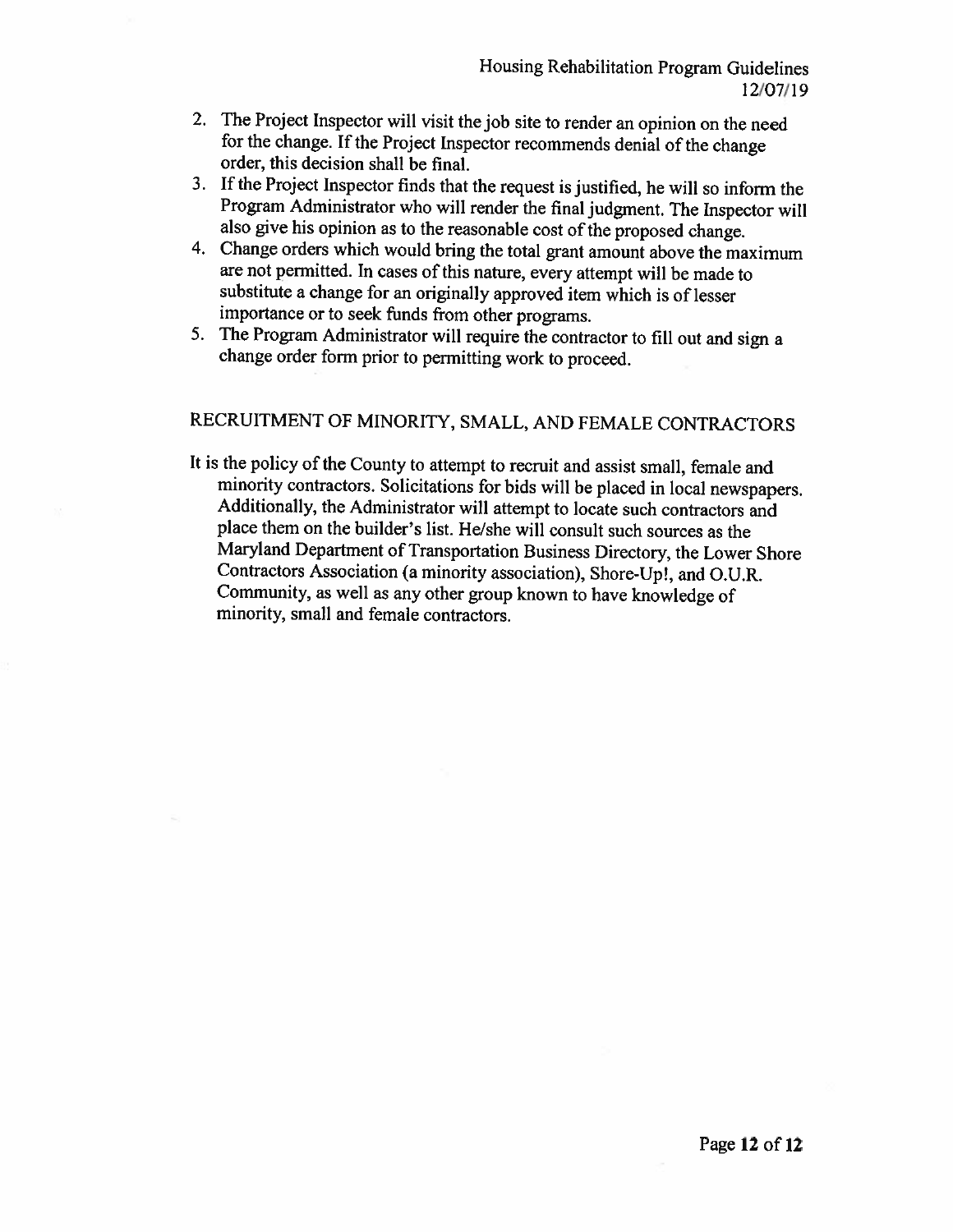2. The Project Inspector will visit the job site to render an opinion on the need for the change. If the Project Inspector recommends denial of the change order, this decision shall be final.
3. If the Project Inspector finds that the request is justified, he will so inform the Program Administrator who will render the final judgment. The Inspector will also give his opinion as to the reasonable cost of the proposed change.
4. Change orders which would bring the total grant amount above the maximum are not permitted. In cases of this nature, every attempt will be made to substitute a change for an originally approved item which is of lesser importance or to seek funds from other programs.
5. The Program Administrator will require the contractor to fill out and sign a change order form prior to permitting work to proceed.

## RECRUITMENT OF MINORITY, SMALL, AND FEMALE CONTRACTORS

It is the policy of the County to attempt to recruit and assist small, female and minority contractors. Solicitations for bids will be placed in local newspapers. Additionally, the Administrator will attempt to locate such contractors and place them on the builder's list. He/she will consult such sources as the Maryland Department of Transportation Business Directory, the Lower Shore Contractors Association (a minority association), Shore-Up!, and O.U.R. Community, as well as any other group known to have knowledge of minority, small and female contractors.